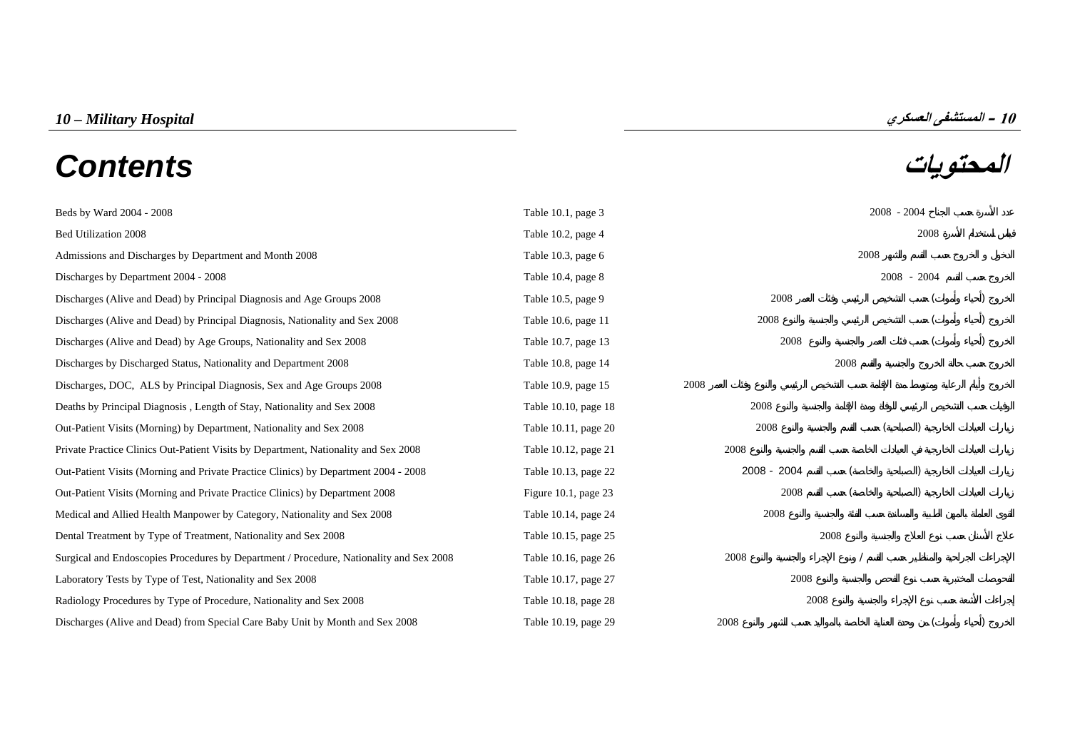# 10 – Military Hospital

# 10 – المستشفى العسكري

# Contents

# المحتويات

| Contents | Table / Page | المحتويات |
|---|---|---|
| Beds by Ward 2004 - 2008 | Table 10.1, page 3 | عدد الأسرة حسب الجناح 2004 - 2008 |
| Bed Utilization 2008 | Table 10.2, page 4 | قياس استخدام الأسرة 2008 |
| Admissions and Discharges by Department and Month 2008 | Table 10.3, page 6 | الدخول و الخروج حسب القسم والشهر 2008 |
| Discharges by Department 2004 - 2008 | Table 10.4, page 8 | الخروج حسب القسم 2004 - 2008 |
| Discharges (Alive and Dead) by Principal Diagnosis and Age Groups 2008 | Table 10.5, page 9 | الخروج (أحياء وأموات) حسب التشخيص الرئيسي وفئات العمر 2008 |
| Discharges (Alive and Dead) by Principal Diagnosis, Nationality and Sex 2008 | Table 10.6, page 11 | الخروج (أحياء وأموات) حسب التشخيص الرئيسي والجنسية والنوع 2008 |
| Discharges (Alive and Dead) by Age Groups, Nationality and Sex 2008 | Table 10.7, page 13 | الخروج (أحياء وأموات) حسب فئات العمر والجنسية والنوع 2008 |
| Discharges by Discharged Status, Nationality and Department 2008 | Table 10.8, page 14 | الخروج حسب حالة الخروج والجنسية والقسم 2008 |
| Discharges, DOC, ALS by Principal Diagnosis, Sex and Age Groups 2008 | Table 10.9, page 15 | الخروج وأيام الرعاية ومتوسط مدة الإقامة حسب التشخيص الرئيسي والنوع وفئات العمر 2008 |
| Deaths by Principal Diagnosis , Length of Stay, Nationality and Sex 2008 | Table 10.10, page 18 | الوفيات حسب التشخيص الرئيسي للوفاة ومدة الإقامة والجنسية والنوع 2008 |
| Out-Patient Visits (Morning) by Department, Nationality and Sex 2008 | Table 10.11, page 20 | زيارات العيادات الخارجية (الصباحية) حسب القسم والجنسية والنوع 2008 |
| Private Practice Clinics Out-Patient Visits by Department, Nationality and Sex 2008 | Table 10.12, page 21 | زيارات العيادات الخارجية في العيادات الخاصة حسب القسم والجنسية والنوع 2008 |
| Out-Patient Visits (Morning and Private Practice Clinics) by Department 2004 - 2008 | Table 10.13, page 22 | زيارات العيادات الخارجية (الصباحية والخاصة) حسب القسم 2004 - 2008 |
| Out-Patient Visits (Morning and Private Practice Clinics) by Department 2008 | Figure 10.1, page 23 | زيارات العيادات الخارجية (الصباحية والخاصة) حسب القسم 2008 |
| Medical and Allied Health Manpower by Category, Nationality and Sex 2008 | Table 10.14, page 24 | القوى العاملة بالمهن الطبية والمساندة حسب الفئة والجنسية والنوع 2008 |
| Dental Treatment by Type of Treatment, Nationality and Sex 2008 | Table 10.15, page 25 | علاج الأسنان حسب نوع العلاج والجنسية والنوع 2008 |
| Surgical and Endoscopies Procedures by Department / Procedure, Nationality and Sex 2008 | Table 10.16, page 26 | الإجراءات الجراحية والمناظير حسب القسم / ونوع الإجراء والجنسية والنوع 2008 |
| Laboratory Tests by Type of Test, Nationality and Sex 2008 | Table 10.17, page 27 | الفحوصات المختبرية حسب نوع الفحص والجنسية والنوع 2008 |
| Radiology Procedures by Type of Procedure, Nationality and Sex 2008 | Table 10.18, page 28 | إجراءات الأشعة حسب نوع الإجراء والجنسية والنوع 2008 |
| Discharges (Alive and Dead) from Special Care Baby Unit by Month and Sex 2008 | Table 10.19, page 29 | الخروج (أحياء وأموات) من وحدة العناية الخاصة بالمواليد حسب الشهر والنوع 2008 |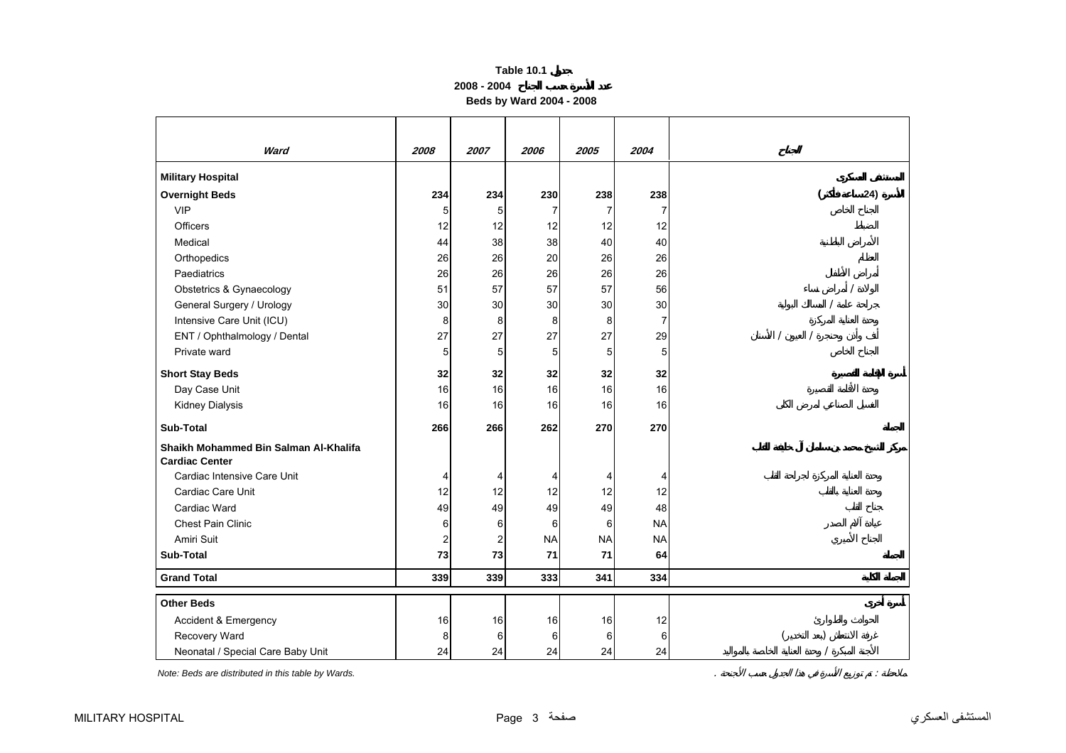**Table 10.1 جدول**

**عدد الأسرة حسب الجناح 2004 - 2008**

**Beds by Ward 2004 - 2008**

| Ward | 2008 | 2007 | 2006 | 2005 | 2004 | الجناح |
|---|---|---|---|---|---|---|
| **Military Hospital** | | | | | | **المستشفى العسكري** |
| **Overnight Beds** | **234** | **234** | **230** | **238** | **238** | **الأسرة (24 ساعة فأكثر)** |
| VIP | 5 | 5 | 7 | 7 | 7 | الجناح الخاص |
| Officers | 12 | 12 | 12 | 12 | 12 | الضباط |
| Medical | 44 | 38 | 38 | 40 | 40 | الأمراض الباطنية |
| Orthopedics | 26 | 26 | 20 | 26 | 26 | العظام |
| Paediatrics | 26 | 26 | 26 | 26 | 26 | أمراض الأطفال |
| Obstetrics & Gynaecology | 51 | 57 | 57 | 57 | 56 | الولادة / أمراض نساء |
| General Surgery / Urology | 30 | 30 | 30 | 30 | 30 | جراحة عامة / المسالك البولية |
| Intensive Care Unit (ICU) | 8 | 8 | 8 | 8 | 7 | وحدة العناية المركزة |
| ENT / Ophthalmology / Dental | 27 | 27 | 27 | 27 | 29 | أنف وأذن وحنجرة / العيون / الأسنان |
| Private ward | 5 | 5 | 5 | 5 | 5 | الجناح الخاص |
| **Short Stay Beds** | **32** | **32** | **32** | **32** | **32** | **أسرة الإقامة القصيرة** |
| Day Case Unit | 16 | 16 | 16 | 16 | 16 | وحدة الأقامة القصيرة |
| Kidney Dialysis | 16 | 16 | 16 | 16 | 16 | الغسيل الصناعي لمرض الكلى |
| **Sub-Total** | **266** | **266** | **262** | **270** | **270** | **الجملة** |
| **Shaikh Mohammed Bin Salman Al-Khalifa Cardiac Center** | | | | | | **مركز الشيخ محمد بن سلمان آل خليفة للقلب** |
| Cardiac Intensive Care Unit | 4 | 4 | 4 | 4 | 4 | وحدة العناية المركزة لجراحة القلب |
| Cardiac Care Unit | 12 | 12 | 12 | 12 | 12 | وحدة العناية بالقلب |
| Cardiac Ward | 49 | 49 | 49 | 49 | 48 | جناح القلب |
| Chest Pain Clinic | 6 | 6 | 6 | 6 | NA | عيادة آلام الصدر |
| Amiri Suit | 2 | 2 | NA | NA | NA | الجناح الأميري |
| **Sub-Total** | **73** | **73** | **71** | **71** | **64** | **الجملة** |
| **Grand Total** | **339** | **339** | **333** | **341** | **334** | **الجملة الكلية** |
| **Other Beds** | | | | | | **أسرة أخرى** |
| Accident & Emergency | 16 | 16 | 16 | 16 | 12 | الحوادث والطوارئ |
| Recovery Ward | 8 | 6 | 6 | 6 | 6 | غرفة الانتعاش (بعد التخدير) |
| Neonatal / Special Care Baby Unit | 24 | 24 | 24 | 24 | 24 | الأجنة المبكرة / وحدة العناية الخاصة بالمواليد |

*Note: Beds are distributed in this table by Wards.*

*ملاحظة : تم توزيع الأسرة في هذا الجدول حسب الأجنحة .*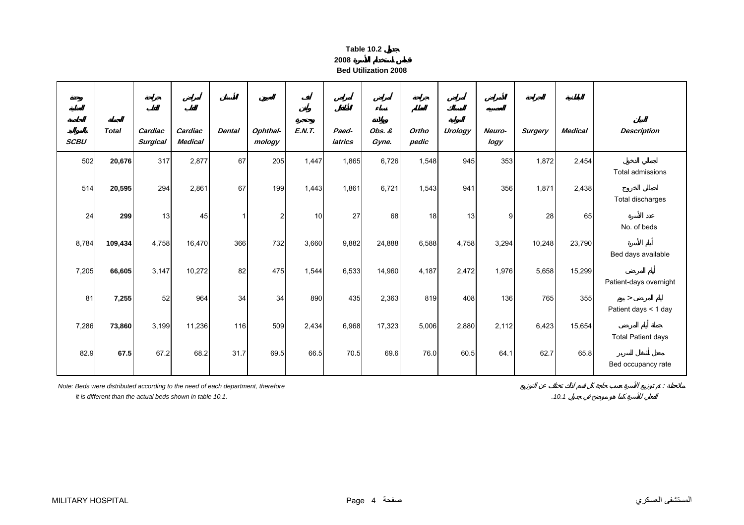**Table 10.2 جدول**

**قياس استخدام الأسرة 2008**

**Bed Utilization 2008**

| وحدة العناية الخاصة بالمواليد SCBU | الجملة Total | جراحة القلب Cardiac Surgical | أمراض القلب Cardiac Medical | الأسنان Dental | العيون Ophthal-mology | أنف وأذن وحنجرة E.N.T. | أمراض الأطفال Paed-iatrics | أمراض نساء وولادة Obs. & Gyne. | جراحة العظام Ortho pedic | أمراض المسالك البولية Urology | الأمراض العصبية Neuro-logy | الجراحة Surgery | الباطنية Medical | البيان Description |
|---|---|---|---|---|---|---|---|---|---|---|---|---|---|---|
| 502 | **20,676** | 317 | 2,877 | 67 | 205 | 1,447 | 1,865 | 6,726 | 1,548 | 945 | 353 | 1,872 | 2,454 | إجمالي الدخول Total admissions |
| 514 | **20,595** | 294 | 2,861 | 67 | 199 | 1,443 | 1,861 | 6,721 | 1,543 | 941 | 356 | 1,871 | 2,438 | إجمالي الخروج Total discharges |
| 24 | **299** | 13 | 45 | 1 | 2 | 10 | 27 | 68 | 18 | 13 | 9 | 28 | 65 | عدد الأسرة No. of beds |
| 8,784 | **109,434** | 4,758 | 16,470 | 366 | 732 | 3,660 | 9,882 | 24,888 | 6,588 | 4,758 | 3,294 | 10,248 | 23,790 | أيام الأسرة Bed days available |
| 7,205 | **66,605** | 3,147 | 10,272 | 82 | 475 | 1,544 | 6,533 | 14,960 | 4,187 | 2,472 | 1,976 | 5,658 | 15,299 | أيام المرضى Patient-days overnight |
| 81 | **7,255** | 52 | 964 | 34 | 34 | 890 | 435 | 2,363 | 819 | 408 | 136 | 765 | 355 | أيام المرضى < يوم Patient days < 1 day |
| 7,286 | **73,860** | 3,199 | 11,236 | 116 | 509 | 2,434 | 6,968 | 17,323 | 5,006 | 2,880 | 2,112 | 6,423 | 15,654 | جملة أيام المرضى Total Patient days |
| 82.9 | **67.5** | 67.2 | 68.2 | 31.7 | 69.5 | 66.5 | 70.5 | 69.6 | 76.0 | 60.5 | 64.1 | 62.7 | 65.8 | معدل أشغال السرير Bed occupancy rate |

*Note: Beds were distributed according to the need of each department, therefore it is different than the actual beds shown in table 10.1.*

ملاحظة : تم توزيع الأسرة حسب حاجة كل قسم لذلك تختلف عن التوزيع الفعلي للأسرة كما هو موضح في جدول 10.1.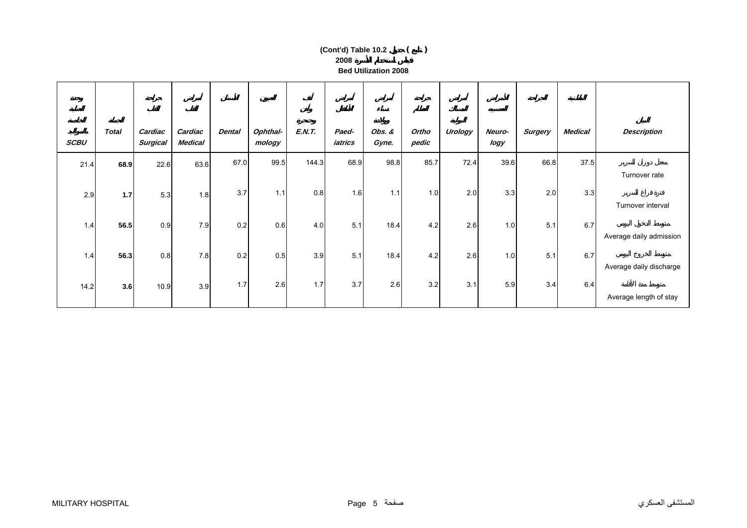**(Cont'd) Table 10.2 جدول ( تابع )**

**2008 قياس استخدام الأسرة**

**Bed Utilization 2008**

| وحدة العناية الخاصة بالمواليد SCBU | الجملة Total | جراحة القلب Cardiac Surgical | أمراض القلب Cardiac Medical | الأسنان Dental | العيون Ophthal-mology | أنف وأذن وحنجرة E.N.T. | أمراض الأطفال Paed-iatrics | أمراض نساء وولادة Obs. & Gyne. | جراحة العظام Ortho pedic | أمراض المسالك البولية Urology | الأمراض العصبية Neuro-logy | الجراحة Surgery | الباطنية Medical | البيان Description |
|---|---|---|---|---|---|---|---|---|---|---|---|---|---|---|
| 21.4 | **68.9** | 22.6 | 63.6 | 67.0 | 99.5 | 144.3 | 68.9 | 98.8 | 85.7 | 72.4 | 39.6 | 66.8 | 37.5 | معدل دوران السرير Turnover rate |
| 2.9 | **1.7** | 5.3 | 1.8 | 3.7 | 1.1 | 0.8 | 1.6 | 1.1 | 1.0 | 2.0 | 3.3 | 2.0 | 3.3 | فترة فراغ السرير Turnover interval |
| 1.4 | **56.5** | 0.9 | 7.9 | 0.2 | 0.6 | 4.0 | 5.1 | 18.4 | 4.2 | 2.6 | 1.0 | 5.1 | 6.7 | متوسط الدخول اليومي Average daily admission |
| 1.4 | **56.3** | 0.8 | 7.8 | 0.2 | 0.5 | 3.9 | 5.1 | 18.4 | 4.2 | 2.6 | 1.0 | 5.1 | 6.7 | متوسط الخروج اليومي Average daily discharge |
| 14.2 | **3.6** | 10.9 | 3.9 | 1.7 | 2.6 | 1.7 | 3.7 | 2.6 | 3.2 | 3.1 | 5.9 | 3.4 | 6.4 | متوسط مدة الأقامة Average length of stay |

MILITARY HOSPITAL المستشفى العسكري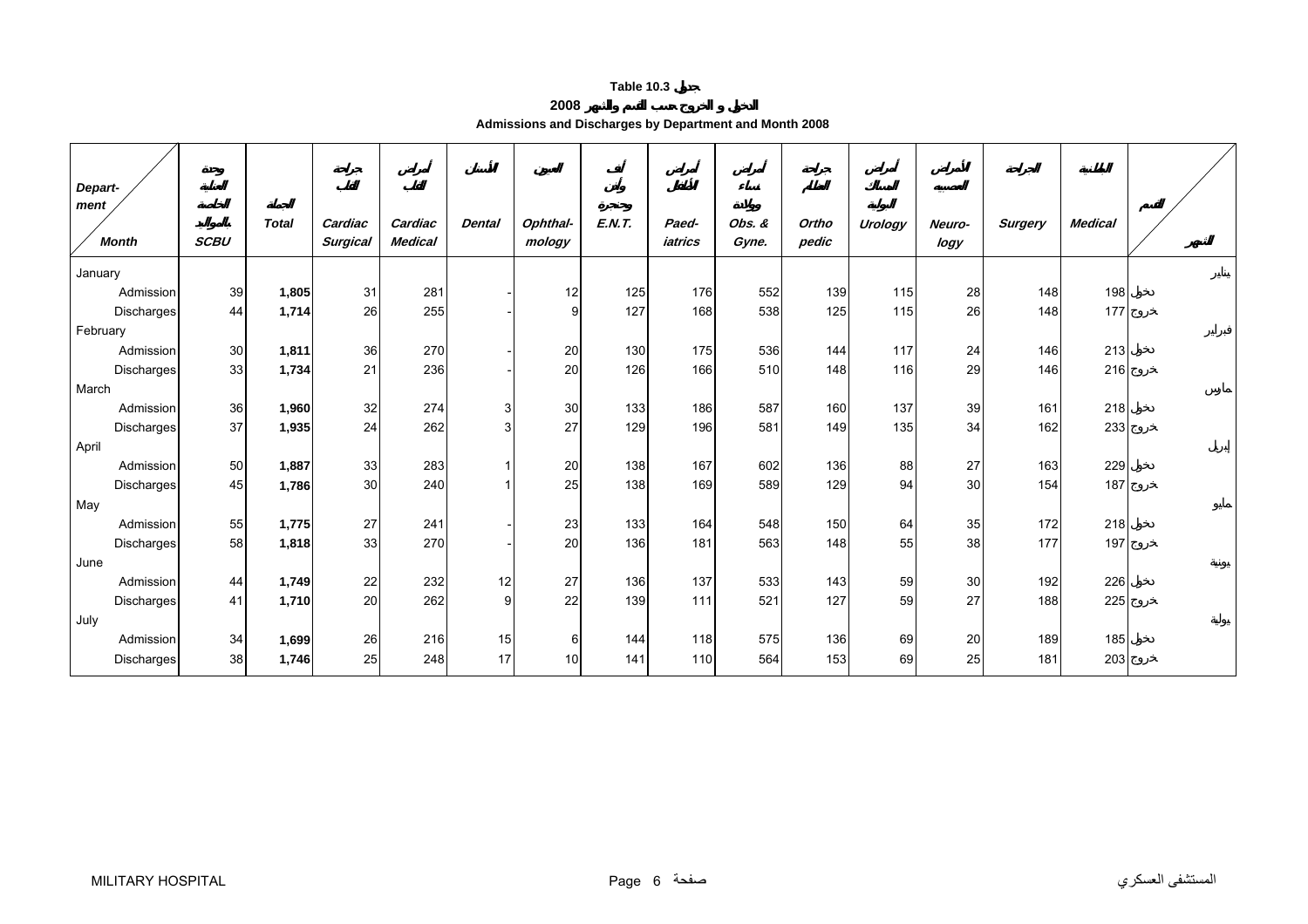**Table 10.3 جدول**

**الدخول و الخروج حسب القسم والشهر 2008**

**Admissions and Discharges by Department and Month 2008**

| Department / Month | وحدة العناية الخاصة بالمواليد SCBU | الجملة Total | جراحة القلب Cardiac Surgical | أمراض القلب Cardiac Medical | الأسنان Dental | العيون Ophthalmology | أنف وأذن وحنجرة E.N.T. | أمراض الأطفال Paediatrics | أمراض نساء وولادة Obs. & Gyne. | جراحة العظام Orthopedic | أمراض المسالك البولية Urology | الأمراض العصبية Neurology | الجراحة Surgery | الباطنية Medical | القسم / الشهر |
|---|---|---|---|---|---|---|---|---|---|---|---|---|---|---|---|
| January | | | | | | | | | | | | | | | يناير |
| Admission | 39 | **1,805** | 31 | 281 | - | 12 | 125 | 176 | 552 | 139 | 115 | 28 | 148 | 198 | دخول |
| Discharges | 44 | **1,714** | 26 | 255 | - | 9 | 127 | 168 | 538 | 125 | 115 | 26 | 148 | 177 | خروج |
| February | | | | | | | | | | | | | | | فبراير |
| Admission | 30 | **1,811** | 36 | 270 | - | 20 | 130 | 175 | 536 | 144 | 117 | 24 | 146 | 213 | دخول |
| Discharges | 33 | **1,734** | 21 | 236 | - | 20 | 126 | 166 | 510 | 148 | 116 | 29 | 146 | 216 | خروج |
| March | | | | | | | | | | | | | | | مارس |
| Admission | 36 | **1,960** | 32 | 274 | 3 | 30 | 133 | 186 | 587 | 160 | 137 | 39 | 161 | 218 | دخول |
| Discharges | 37 | **1,935** | 24 | 262 | 3 | 27 | 129 | 196 | 581 | 149 | 135 | 34 | 162 | 233 | خروج |
| April | | | | | | | | | | | | | | | إبريل |
| Admission | 50 | **1,887** | 33 | 283 | 1 | 20 | 138 | 167 | 602 | 136 | 88 | 27 | 163 | 229 | دخول |
| Discharges | 45 | **1,786** | 30 | 240 | 1 | 25 | 138 | 169 | 589 | 129 | 94 | 30 | 154 | 187 | خروج |
| May | | | | | | | | | | | | | | | مايو |
| Admission | 55 | **1,775** | 27 | 241 | - | 23 | 133 | 164 | 548 | 150 | 64 | 35 | 172 | 218 | دخول |
| Discharges | 58 | **1,818** | 33 | 270 | - | 20 | 136 | 181 | 563 | 148 | 55 | 38 | 177 | 197 | خروج |
| June | | | | | | | | | | | | | | | يونية |
| Admission | 44 | **1,749** | 22 | 232 | 12 | 27 | 136 | 137 | 533 | 143 | 59 | 30 | 192 | 226 | دخول |
| Discharges | 41 | **1,710** | 20 | 262 | 9 | 22 | 139 | 111 | 521 | 127 | 59 | 27 | 188 | 225 | خروج |
| July | | | | | | | | | | | | | | | يولية |
| Admission | 34 | **1,699** | 26 | 216 | 15 | 6 | 144 | 118 | 575 | 136 | 69 | 20 | 189 | 185 | دخول |
| Discharges | 38 | **1,746** | 25 | 248 | 17 | 10 | 141 | 110 | 564 | 153 | 69 | 25 | 181 | 203 | خروج |

MILITARY HOSPITAL — المستشفى العسكري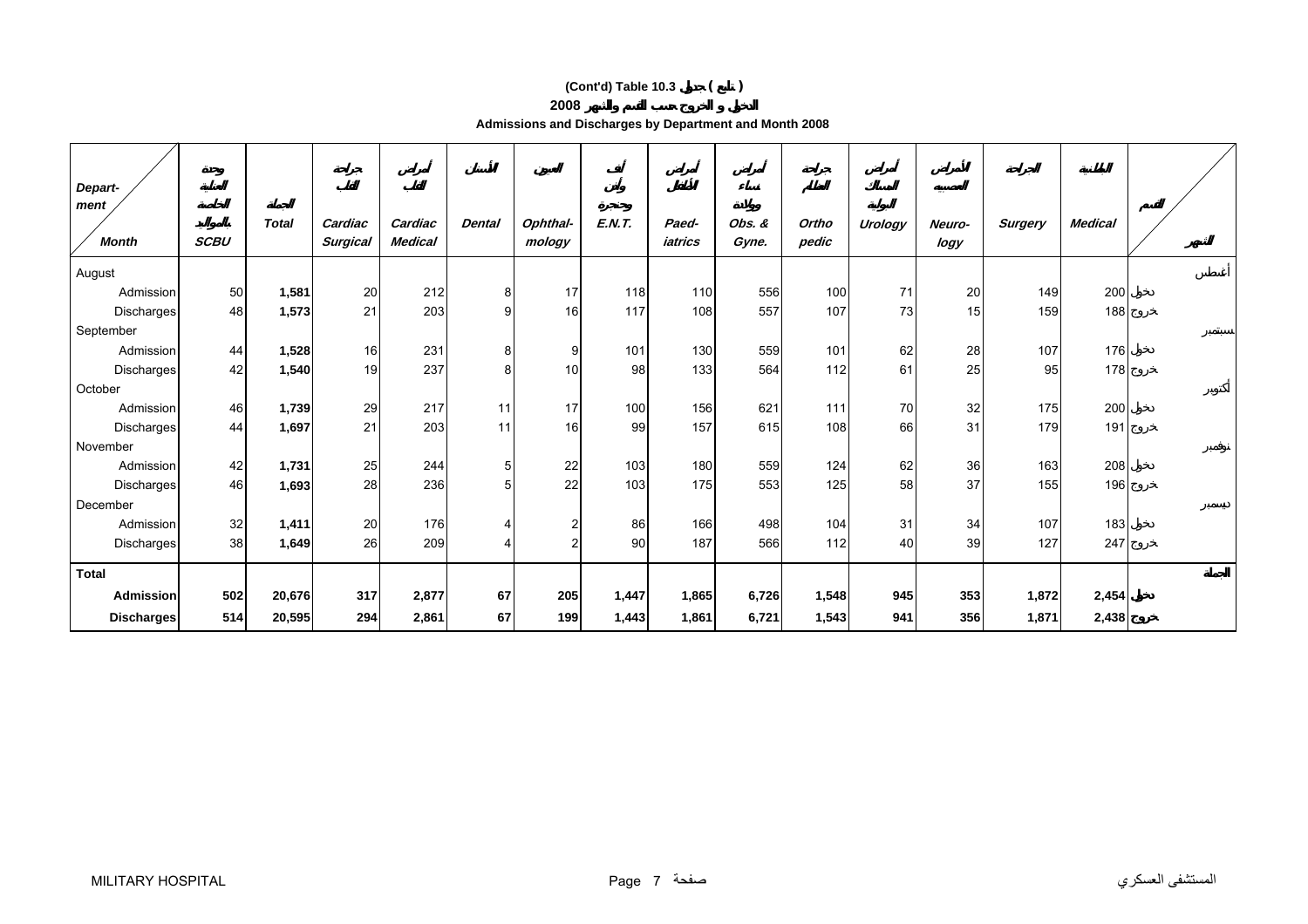# (Cont'd) Table 10.3 جدول ( تابع )

## الدخول و الخروج حسب القسم والشهر 2008

## Admissions and Discharges by Department and Month 2008

| Department / Month | وحدة العناية الخاصة بالمواليد SCBU | الجملة Total | جراحة القلب Cardiac Surgical | أمراض القلب Cardiac Medical | الأسنان Dental | العيون Ophthal-mology | أنف وأذن وحنجرة E.N.T. | أمراض الأطفال Paed-iatrics | أمراض نساء وولادة Obs. & Gyne. | جراحة العظام Ortho pedic | أمراض المسالك البولية Urology | الأمراض العصبية Neuro-logy | الجراحة Surgery | الباطنية Medical | القسم / الشهر |
|---|---|---|---|---|---|---|---|---|---|---|---|---|---|---|---|
| August | | | | | | | | | | | | | | | أغسطس |
| Admission | 50 | **1,581** | 20 | 212 | 8 | 17 | 118 | 110 | 556 | 100 | 71 | 20 | 149 | 200 | دخول |
| Discharges | 48 | **1,573** | 21 | 203 | 9 | 16 | 117 | 108 | 557 | 107 | 73 | 15 | 159 | 188 | خروج |
| September | | | | | | | | | | | | | | | سبتمبر |
| Admission | 44 | **1,528** | 16 | 231 | 8 | 9 | 101 | 130 | 559 | 101 | 62 | 28 | 107 | 176 | دخول |
| Discharges | 42 | **1,540** | 19 | 237 | 8 | 10 | 98 | 133 | 564 | 112 | 61 | 25 | 95 | 178 | خروج |
| October | | | | | | | | | | | | | | | أكتوبر |
| Admission | 46 | **1,739** | 29 | 217 | 11 | 17 | 100 | 156 | 621 | 111 | 70 | 32 | 175 | 200 | دخول |
| Discharges | 44 | **1,697** | 21 | 203 | 11 | 16 | 99 | 157 | 615 | 108 | 66 | 31 | 179 | 191 | خروج |
| November | | | | | | | | | | | | | | | نوفمبر |
| Admission | 42 | **1,731** | 25 | 244 | 5 | 22 | 103 | 180 | 559 | 124 | 62 | 36 | 163 | 208 | دخول |
| Discharges | 46 | **1,693** | 28 | 236 | 5 | 22 | 103 | 175 | 553 | 125 | 58 | 37 | 155 | 196 | خروج |
| December | | | | | | | | | | | | | | | ديسمبر |
| Admission | 32 | **1,411** | 20 | 176 | 4 | 2 | 86 | 166 | 498 | 104 | 31 | 34 | 107 | 183 | دخول |
| Discharges | 38 | **1,649** | 26 | 209 | 4 | 2 | 90 | 187 | 566 | 112 | 40 | 39 | 127 | 247 | خروج |
| **Total** | | | | | | | | | | | | | | | **الجملة** |
| **Admission** | **502** | **20,676** | **317** | **2,877** | **67** | **205** | **1,447** | **1,865** | **6,726** | **1,548** | **945** | **353** | **1,872** | **2,454** | **دخول** |
| **Discharges** | **514** | **20,595** | **294** | **2,861** | **67** | **199** | **1,443** | **1,861** | **6,721** | **1,543** | **941** | **356** | **1,871** | **2,438** | **خروج** |

MILITARY HOSPITAL المستشفى العسكري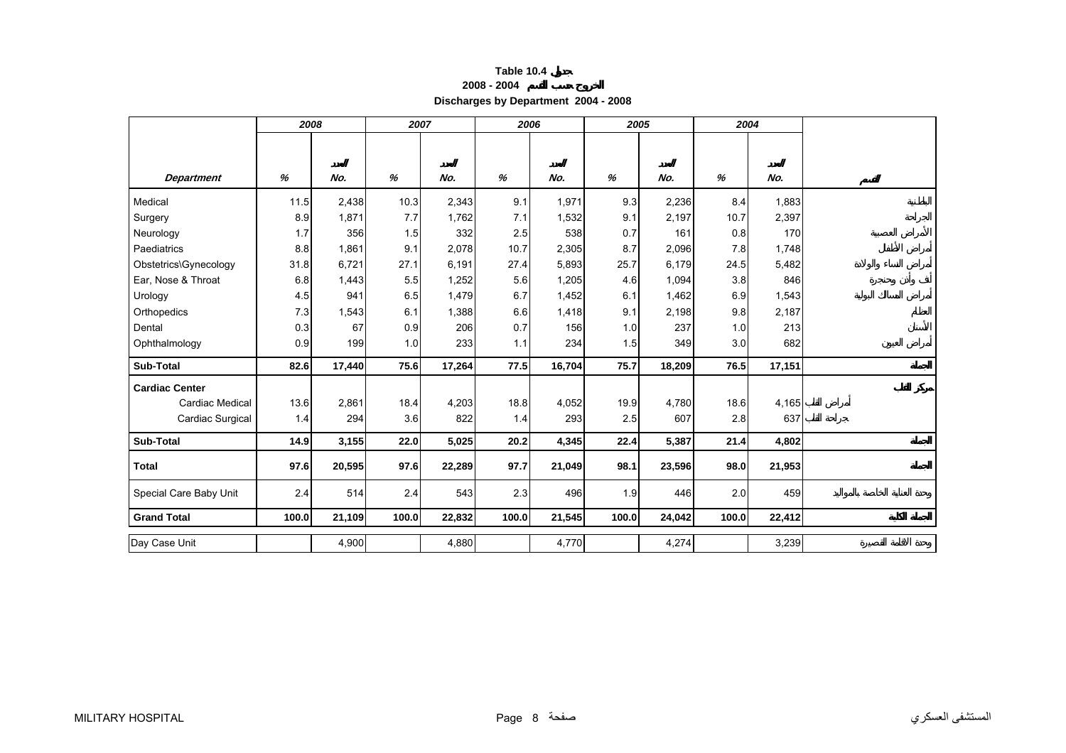**Table 10.4 جدول**

**2008 - 2004 الخروج حسب القسم**

**Discharges by Department 2004 - 2008**

| | 2008 | | 2007 | | 2006 | | 2005 | | 2004 | | |
|---|---|---|---|---|---|---|---|---|---|---|---|
| *Department* | *%* | العدد *No.* | *%* | العدد *No.* | *%* | العدد *No.* | *%* | العدد *No.* | *%* | العدد *No.* | القسم |
| Medical | 11.5 | 2,438 | 10.3 | 2,343 | 9.1 | 1,971 | 9.3 | 2,236 | 8.4 | 1,883 | الباطنية |
| Surgery | 8.9 | 1,871 | 7.7 | 1,762 | 7.1 | 1,532 | 9.1 | 2,197 | 10.7 | 2,397 | الجراحة |
| Neurology | 1.7 | 356 | 1.5 | 332 | 2.5 | 538 | 0.7 | 161 | 0.8 | 170 | الأمراض العصبية |
| Paediatrics | 8.8 | 1,861 | 9.1 | 2,078 | 10.7 | 2,305 | 8.7 | 2,096 | 7.8 | 1,748 | أمراض الأطفال |
| Obstetrics\Gynecology | 31.8 | 6,721 | 27.1 | 6,191 | 27.4 | 5,893 | 25.7 | 6,179 | 24.5 | 5,482 | أمراض النساء والولادة |
| Ear, Nose & Throat | 6.8 | 1,443 | 5.5 | 1,252 | 5.6 | 1,205 | 4.6 | 1,094 | 3.8 | 846 | أنف وأذن وحنجرة |
| Urology | 4.5 | 941 | 6.5 | 1,479 | 6.7 | 1,452 | 6.1 | 1,462 | 6.9 | 1,543 | أمراض المسالك البولية |
| Orthopedics | 7.3 | 1,543 | 6.1 | 1,388 | 6.6 | 1,418 | 9.1 | 2,198 | 9.8 | 2,187 | العظام |
| Dental | 0.3 | 67 | 0.9 | 206 | 0.7 | 156 | 1.0 | 237 | 1.0 | 213 | الأسنان |
| Ophthalmology | 0.9 | 199 | 1.0 | 233 | 1.1 | 234 | 1.5 | 349 | 3.0 | 682 | أمراض العيون |
| **Sub-Total** | **82.6** | **17,440** | **75.6** | **17,264** | **77.5** | **16,704** | **75.7** | **18,209** | **76.5** | **17,151** | **الجملة** |
| **Cardiac Center** | | | | | | | | | | | **مركز القلب** |
| Cardiac Medical | 13.6 | 2,861 | 18.4 | 4,203 | 18.8 | 4,052 | 19.9 | 4,780 | 18.6 | 4,165 | أمراض القلب |
| Cardiac Surgical | 1.4 | 294 | 3.6 | 822 | 1.4 | 293 | 2.5 | 607 | 2.8 | 637 | جراحة القلب |
| **Sub-Total** | **14.9** | **3,155** | **22.0** | **5,025** | **20.2** | **4,345** | **22.4** | **5,387** | **21.4** | **4,802** | **الجملة** |
| **Total** | **97.6** | **20,595** | **97.6** | **22,289** | **97.7** | **21,049** | **98.1** | **23,596** | **98.0** | **21,953** | **الجملة** |
| Special Care Baby Unit | 2.4 | 514 | 2.4 | 543 | 2.3 | 496 | 1.9 | 446 | 2.0 | 459 | وحدة العناية الخاصة بالمواليد |
| **Grand Total** | **100.0** | **21,109** | **100.0** | **22,832** | **100.0** | **21,545** | **100.0** | **24,042** | **100.0** | **22,412** | **الجملة الكلية** |
| Day Case Unit | | 4,900 | | 4,880 | | 4,770 | | 4,274 | | 3,239 | وحدة الاقامة القصيرة |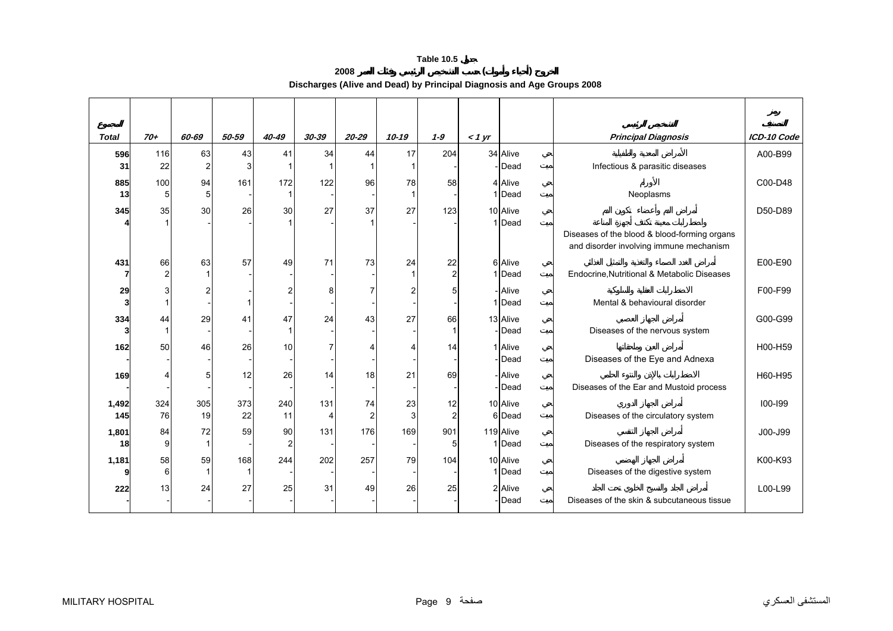**Table 10.5 جدول**

**الخروج (أحياء وأموات) حسب التشخيص الرئيسي وفئات العمر 2008**

**Discharges (Alive and Dead) by Principal Diagnosis and Age Groups 2008**

| المجموع Total | 70+ | 60-69 | 50-59 | 40-49 | 30-39 | 20-29 | 10-19 | 1-9 | < 1 yr | | | التشخيص الرئيسي Principal Diagnosis | رمز التصنيف ICD-10 Code |
|---|---|---|---|---|---|---|---|---|---|---|---|---|---|
| 596 | 116 | 63 | 43 | 41 | 34 | 44 | 17 | 204 | 34 | Alive | حي | الأمراض المعدية والطفيلية | A00-B99 |
| 31 | 22 | 2 | 3 | 1 | 1 | 1 | 1 | - | - | Dead | ميت | Infectious & parasitic diseases | |
| 885 | 100 | 94 | 161 | 172 | 122 | 96 | 78 | 58 | 4 | Alive | حي | الأورام | C00-D48 |
| 13 | 5 | 5 | - | 1 | - | - | 1 | - | 1 | Dead | ميت | Neoplasms | |
| 345 | 35 | 30 | 26 | 30 | 27 | 37 | 27 | 123 | 10 | Alive | حي | أمراض الدم وأعضاء تكوين الدم واضطرابات معينة تكتنف أجهزة المناعة | D50-D89 |
| 4 | 1 | - | - | 1 | - | 1 | - | - | 1 | Dead | ميت | Diseases of the blood & blood-forming organs and disorder involving immune mechanism | |
| 431 | 66 | 63 | 57 | 49 | 71 | 73 | 24 | 22 | 6 | Alive | حي | أمراض الغدد الصماء والتغذية والتمثيل الغذائي | E00-E90 |
| 7 | 2 | 1 | - | - | - | - | 1 | 2 | 1 | Dead | ميت | Endocrine,Nutritional & Metabolic Diseases | |
| 29 | 3 | 2 | - | 2 | 8 | 7 | 2 | 5 | - | Alive | حي | الاضطرابات العقلية والسلوكية | F00-F99 |
| 3 | 1 | - | 1 | - | - | - | - | - | 1 | Dead | ميت | Mental & behavioural disorder | |
| 334 | 44 | 29 | 41 | 47 | 24 | 43 | 27 | 66 | 13 | Alive | حي | أمراض الجهاز العصبي | G00-G99 |
| 3 | 1 | - | - | 1 | - | - | - | 1 | - | Dead | ميت | Diseases of the nervous system | |
| 162 | 50 | 46 | 26 | 10 | 7 | 4 | 4 | 14 | 1 | Alive | حي | أمراض العين وملحقاتها | H00-H59 |
| - | - | - | - | - | - | - | - | - | - | Dead | ميت | Diseases of the Eye and Adnexa | |
| 169 | 4 | 5 | 12 | 26 | 14 | 18 | 21 | 69 | - | Alive | حي | الاضطرابات بالإذن والنتوء الحلمي | H60-H95 |
| - | - | - | - | - | - | - | - | - | - | Dead | ميت | Diseases of the Ear and Mustoid process | |
| 1,492 | 324 | 305 | 373 | 240 | 131 | 74 | 23 | 12 | 10 | Alive | حي | أمراض الجهاز الدوري | I00-I99 |
| 145 | 76 | 19 | 22 | 11 | 4 | 2 | 3 | 2 | 6 | Dead | ميت | Diseases of the circulatory system | |
| 1,801 | 84 | 72 | 59 | 90 | 131 | 176 | 169 | 901 | 119 | Alive | حي | أمراض الجهاز التنفسي | J00-J99 |
| 18 | 9 | 1 | - | 2 | - | - | - | 5 | 1 | Dead | ميت | Diseases of the respiratory system | |
| 1,181 | 58 | 59 | 168 | 244 | 202 | 257 | 79 | 104 | 10 | Alive | حي | أمراض الجهاز الهضمي | K00-K93 |
| 9 | 6 | 1 | 1 | - | - | - | - | - | 1 | Dead | ميت | Diseases of the digestive system | |
| 222 | 13 | 24 | 27 | 25 | 31 | 49 | 26 | 25 | 2 | Alive | حي | أمراض الجلد والنسيج الخلوي تحت الجلد | L00-L99 |
| - | - | - | - | - | - | - | - | - | - | Dead | ميت | Diseases of the skin & subcutaneous tissue | |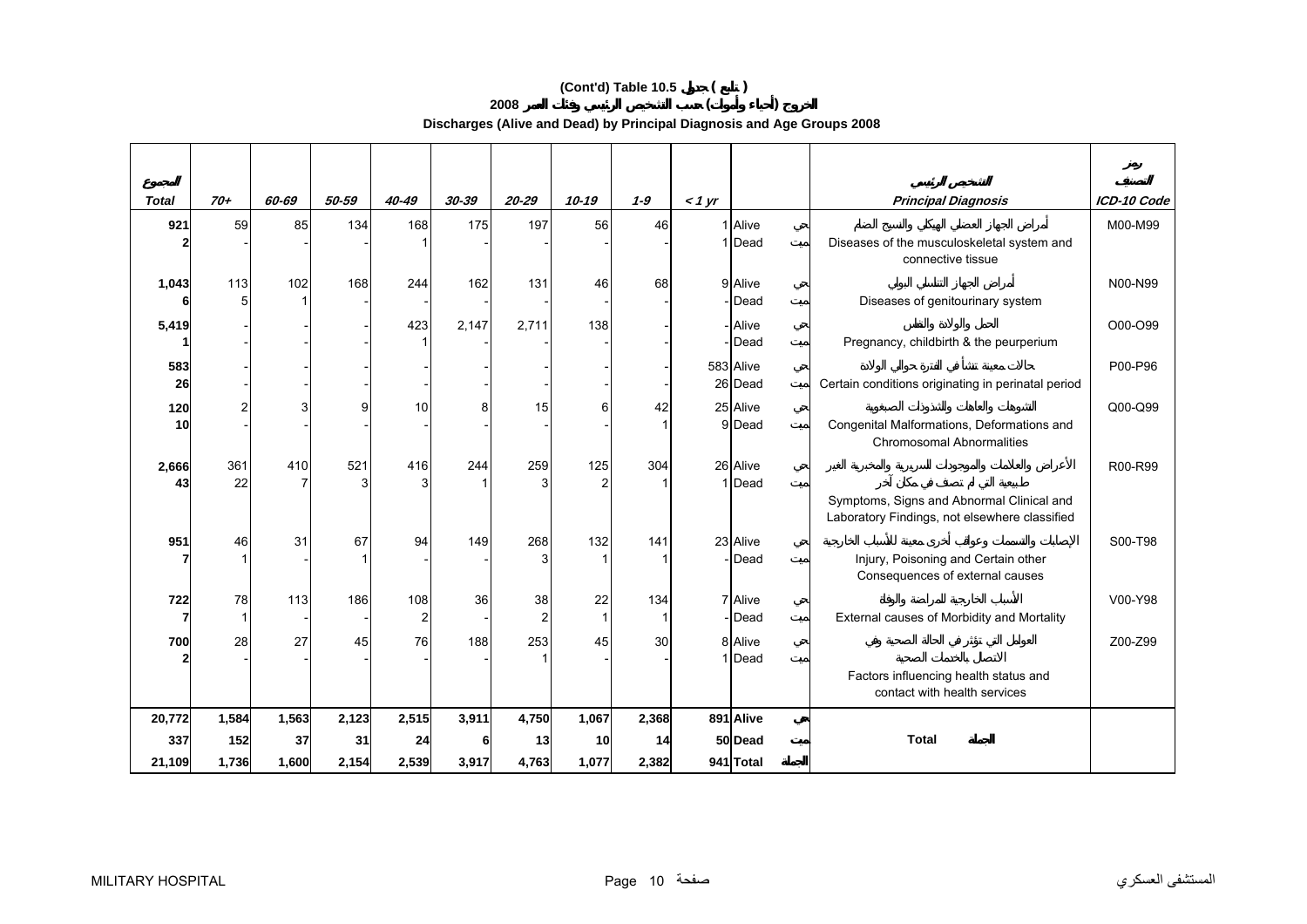# (Cont'd) Table 10.5 جدول ( تابع )

## الخروج (أحياء وأموات) حسب التشخيص الرئيسي وفئات العمر 2008

## Discharges (Alive and Dead) by Principal Diagnosis and Age Groups 2008

| المجموع Total | 70+ | 60-69 | 50-59 | 40-49 | 30-39 | 20-29 | 10-19 | 1-9 | < 1 yr | | | التشخيص الرئيسي Principal Diagnosis | رمز التصنيف ICD-10 Code |
|---|---|---|---|---|---|---|---|---|---|---|---|---|---|
| 921 | 59 | 85 | 134 | 168 | 175 | 197 | 56 | 46 | 1 | Alive | حي | أمراض الجهاز العضلي الهيكلي والنسيج الضام Diseases of the musculoskeletal system and connective tissue | M00-M99 |
| 2 | - | - | - | 1 | - | - | - | - | 1 | Dead | ميت | | |
| 1,043 | 113 | 102 | 168 | 244 | 162 | 131 | 46 | 68 | 9 | Alive | حي | أمراض الجهاز التناسلي البولي Diseases of genitourinary system | N00-N99 |
| 6 | 5 | 1 | - | - | - | - | - | - | - | Dead | ميت | | |
| 5,419 | - | - | - | 423 | 2,147 | 2,711 | 138 | - | - | Alive | حي | الحمل والولادة والنفاس Pregnancy, childbirth & the peurperium | O00-O99 |
| 1 | - | - | - | 1 | - | - | - | - | - | Dead | ميت | | |
| 583 | - | - | - | - | - | - | - | - | 583 | Alive | حي | حالات معينة تنشأ في الفترة حوالي الولادة Certain conditions originating in perinatal period | P00-P96 |
| 26 | - | - | - | - | - | - | - | - | 26 | Dead | ميت | | |
| 120 | 2 | 3 | 9 | 10 | 8 | 15 | 6 | 42 | 25 | Alive | حي | التشوهات والعاهات والتشذوذات الصبغوية Congenital Malformations, Deformations and Chromosomal Abnormalities | Q00-Q99 |
| 10 | - | - | - | - | - | - | - | 1 | 9 | Dead | ميت | | |
| 2,666 | 361 | 410 | 521 | 416 | 244 | 259 | 125 | 304 | 26 | Alive | حي | الأعراض والعلامات والموجودات السريرية والمخبرية الغير طبيعية التي لم تصنف في مكان آخر Symptoms, Signs and Abnormal Clinical and Laboratory Findings, not elsewhere classified | R00-R99 |
| 43 | 22 | 7 | 3 | 3 | 1 | 3 | 2 | 1 | 1 | Dead | ميت | | |
| 951 | 46 | 31 | 67 | 94 | 149 | 268 | 132 | 141 | 23 | Alive | حي | الإصابات والتسممات وعواقب أخرى معينة للأسباب الخارجية Injury, Poisoning and Certain other Consequences of external causes | S00-T98 |
| 7 | 1 | - | 1 | - | - | 3 | 1 | 1 | - | Dead | ميت | | |
| 722 | 78 | 113 | 186 | 108 | 36 | 38 | 22 | 134 | 7 | Alive | حي | الأسباب الخارجية للمراضة والوفاة External causes of Morbidity and Mortality | V00-Y98 |
| 7 | 1 | - | - | 2 | - | 2 | 1 | 1 | - | Dead | ميت | | |
| 700 | 28 | 27 | 45 | 76 | 188 | 253 | 45 | 30 | 8 | Alive | حي | العوامل التي تؤثر في الحالة الصحية وفي الاتصال بالخدمات الصحية Factors influencing health status and contact with health services | Z00-Z99 |
| 2 | - | - | - | - | - | 1 | - | - | 1 | Dead | ميت | | |
| **20,772** | **1,584** | **1,563** | **2,123** | **2,515** | **3,911** | **4,750** | **1,067** | **2,368** | **891** | **Alive** | **حي** | **Total الجملة** | |
| **337** | **152** | **37** | **31** | **24** | **6** | **13** | **10** | **14** | **50** | **Dead** | **ميت** | | |
| **21,109** | **1,736** | **1,600** | **2,154** | **2,539** | **3,917** | **4,763** | **1,077** | **2,382** | **941** | **Total** | **الجملة** | | |

MILITARY HOSPITAL المستشفى العسكري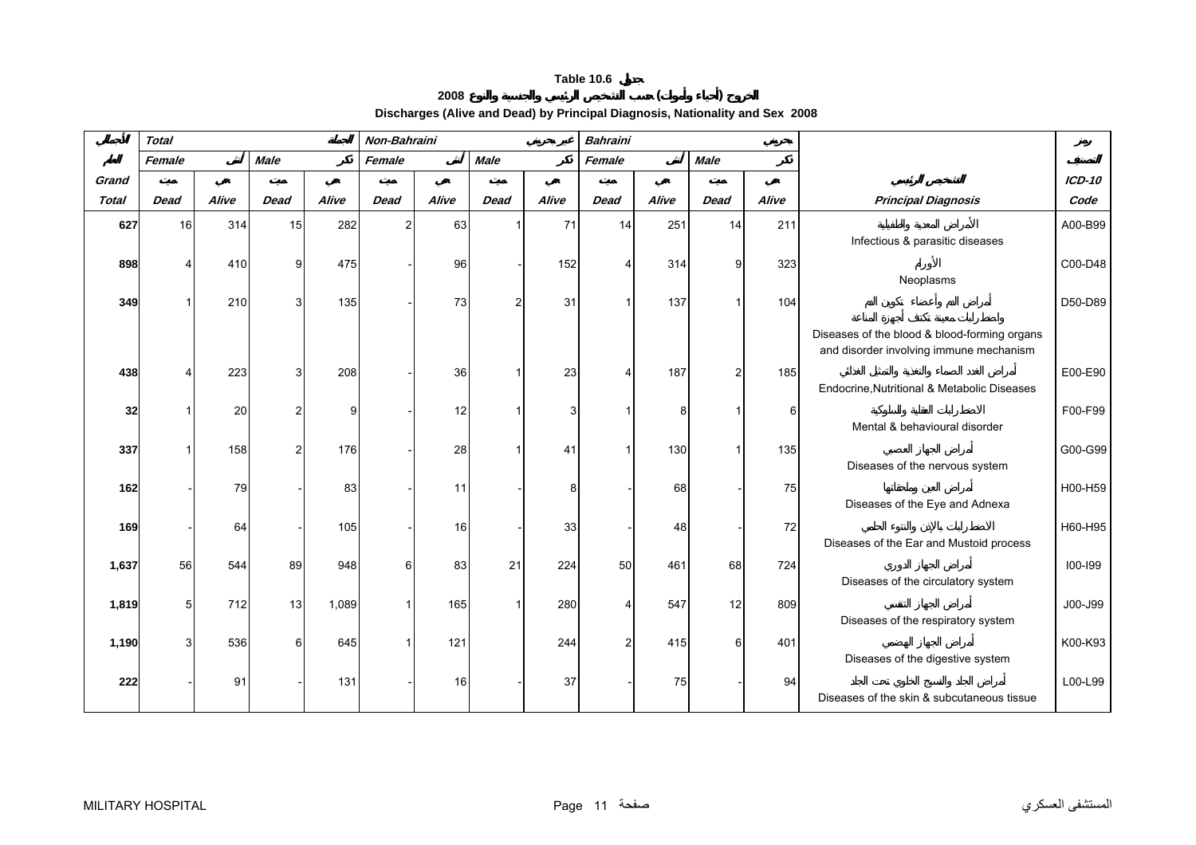**Table 10.6 جدول**

**الخروج (أحياء وأموات) حسب التشخيص الرئيسي والجنسية والنوع 2008**

**Discharges (Alive and Dead) by Principal Diagnosis, Nationality and Sex 2008**

| الإجمالي | Total | | | الجملة | Non-Bahraini | | | غير بحريني | Bahraini | | | بحريني | | رمز |
|---|---|---|---|---|---|---|---|---|---|---|---|---|---|---|
| العام | Female | أنثى | Male | ذكر | Female | أنثى | Male | ذكر | Female | أنثى | Male | ذكر | | التصنيف |
| Grand | ميت | حي | ميت | حي | ميت | حي | ميت | حي | ميت | حي | ميت | حي | التشخيص الرئيسي | ICD-10 |
| Total | Dead | Alive | Dead | Alive | Dead | Alive | Dead | Alive | Dead | Alive | Dead | Alive | Principal Diagnosis | Code |
| 627 | 16 | 314 | 15 | 282 | 2 | 63 | 1 | 71 | 14 | 251 | 14 | 211 | الأمراض المعدية والطفيلية<br>Infectious & parasitic diseases | A00-B99 |
| 898 | 4 | 410 | 9 | 475 | - | 96 | - | 152 | 4 | 314 | 9 | 323 | الأورام<br>Neoplasms | C00-D48 |
| 349 | 1 | 210 | 3 | 135 | - | 73 | 2 | 31 | 1 | 137 | 1 | 104 | أمراض الدم وأعضاء تكوين الدم واضطرابات معينة تكتنف أجهزة المناعة<br>Diseases of the blood & blood-forming organs and disorder involving immune mechanism | D50-D89 |
| 438 | 4 | 223 | 3 | 208 | - | 36 | 1 | 23 | 4 | 187 | 2 | 185 | أمراض الغدد الصماء والتغذية والتمثيل الغذائي<br>Endocrine,Nutritional & Metabolic Diseases | E00-E90 |
| 32 | 1 | 20 | 2 | 9 | - | 12 | 1 | 3 | 1 | 8 | 1 | 6 | الاضطرابات العقلية والسلوكية<br>Mental & behavioural disorder | F00-F99 |
| 337 | 1 | 158 | 2 | 176 | - | 28 | 1 | 41 | 1 | 130 | 1 | 135 | أمراض الجهاز العصبي<br>Diseases of the nervous system | G00-G99 |
| 162 | - | 79 | - | 83 | - | 11 | - | 8 | - | 68 | - | 75 | أمراض العين وملحقاتها<br>Diseases of the Eye and Adnexa | H00-H59 |
| 169 | - | 64 | - | 105 | - | 16 | - | 33 | - | 48 | - | 72 | الاضطرابات بالإذن والنتوء الحلمي<br>Diseases of the Ear and Mustoid process | H60-H95 |
| 1,637 | 56 | 544 | 89 | 948 | 6 | 83 | 21 | 224 | 50 | 461 | 68 | 724 | أمراض الجهاز الدوري<br>Diseases of the circulatory system | I00-I99 |
| 1,819 | 5 | 712 | 13 | 1,089 | 1 | 165 | 1 | 280 | 4 | 547 | 12 | 809 | أمراض الجهاز التنفسي<br>Diseases of the respiratory system | J00-J99 |
| 1,190 | 3 | 536 | 6 | 645 | 1 | 121 | | 244 | 2 | 415 | 6 | 401 | أمراض الجهاز الهضمي<br>Diseases of the digestive system | K00-K93 |
| 222 | - | 91 | - | 131 | - | 16 | - | 37 | - | 75 | - | 94 | أمراض الجلد والنسيج الخلوي تحت الجلد<br>Diseases of the skin & subcutaneous tissue | L00-L99 |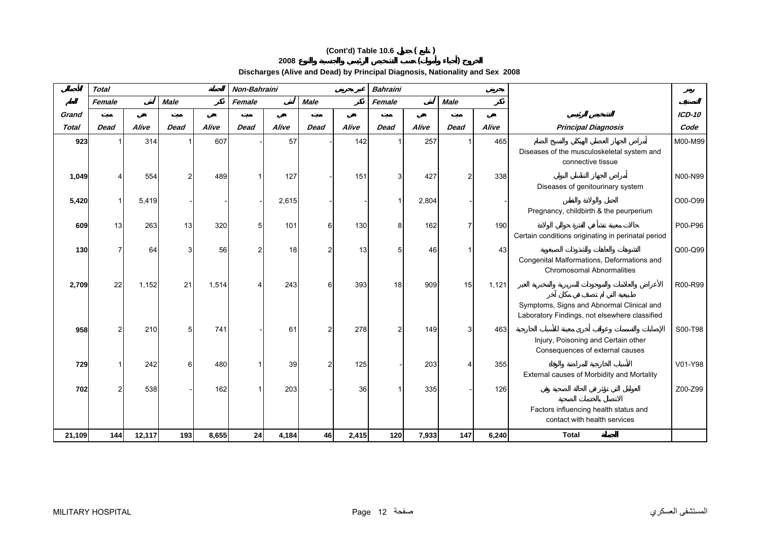# (Cont'd) Table 10.6 جدول ( تابع )

## الخروج (أحياء وأموات) حسب التشخيص الرئيسي والجنسية والنوع 2008

### Discharges (Alive and Dead) by Principal Diagnosis, Nationality and Sex 2008

| الجملة | Total | | | الجملة | Non-Bahraini | | | غير بحريني | Bahraini | | | بحريني | | رمز |
|---|---|---|---|---|---|---|---|---|---|---|---|---|---|---|
| العام | Female | أنثى | Male | ذكر | Female | أنثى | Male | ذكر | Female | أنثى | Male | ذكر | | التصنيف |
| Grand | ميت | حي | ميت | حي | ميت | حي | ميت | حي | ميت | حي | ميت | حي | التشخيص الرئيسي | ICD-10 |
| Total | Dead | Alive | Dead | Alive | Dead | Alive | Dead | Alive | Dead | Alive | Dead | Alive | Principal Diagnosis | Code |
| 923 | 1 | 314 | 1 | 607 | - | 57 | - | 142 | 1 | 257 | 1 | 465 | أمراض الجهاز العضلي الهيكلي والنسيج الضام Diseases of the musculoskeletal system and connective tissue | M00-M99 |
| 1,049 | 4 | 554 | 2 | 489 | 1 | 127 | - | 151 | 3 | 427 | 2 | 338 | أمراض الجهاز التناسلي البولي Diseases of genitourinary system | N00-N99 |
| 5,420 | 1 | 5,419 | - | - | - | 2,615 | - | - | 1 | 2,804 | - | - | الحمل والولادة والنفاس Pregnancy, childbirth & the peurperium | O00-O99 |
| 609 | 13 | 263 | 13 | 320 | 5 | 101 | 6 | 130 | 8 | 162 | 7 | 190 | حالات معينة تنشأ في الفترة حوالي الولادة Certain conditions originating in perinatal period | P00-P96 |
| 130 | 7 | 64 | 3 | 56 | 2 | 18 | 2 | 13 | 5 | 46 | 1 | 43 | التشوهات والعاهات والتشوذات الصبغوية Congenital Malformations, Deformations and Chromosomal Abnormalities | Q00-Q99 |
| 2,709 | 22 | 1,152 | 21 | 1,514 | 4 | 243 | 6 | 393 | 18 | 909 | 15 | 1,121 | الأعراض والعلامات والموجودات السريرية والمخبرية الغير طبيعية التي لم تصنف في مكان آخر Symptoms, Signs and Abnormal Clinical and Laboratory Findings, not elsewhere classified | R00-R99 |
| 958 | 2 | 210 | 5 | 741 | - | 61 | 2 | 278 | 2 | 149 | 3 | 463 | الإصابات والتسممات وعواقب أخرى معينة للأسباب الخارجية Injury, Poisoning and Certain other Consequences of external causes | S00-T98 |
| 729 | 1 | 242 | 6 | 480 | 1 | 39 | 2 | 125 | - | 203 | 4 | 355 | الأسباب الخارجية للمراضة والوفاة External causes of Morbidity and Mortality | V01-Y98 |
| 702 | 2 | 538 | - | 162 | 1 | 203 | - | 36 | 1 | 335 | - | 126 | العوامل التي تؤثر في الحالة الصحية وفي الاتصال بالخدمات الصحية Factors influencing health status and contact with health services | Z00-Z99 |
| **21,109** | **144** | **12,117** | **193** | **8,655** | **24** | **4,184** | **46** | **2,415** | **120** | **7,933** | **147** | **6,240** | **Total الجملة** | |

MILITARY HOSPITAL المستشفى العسكري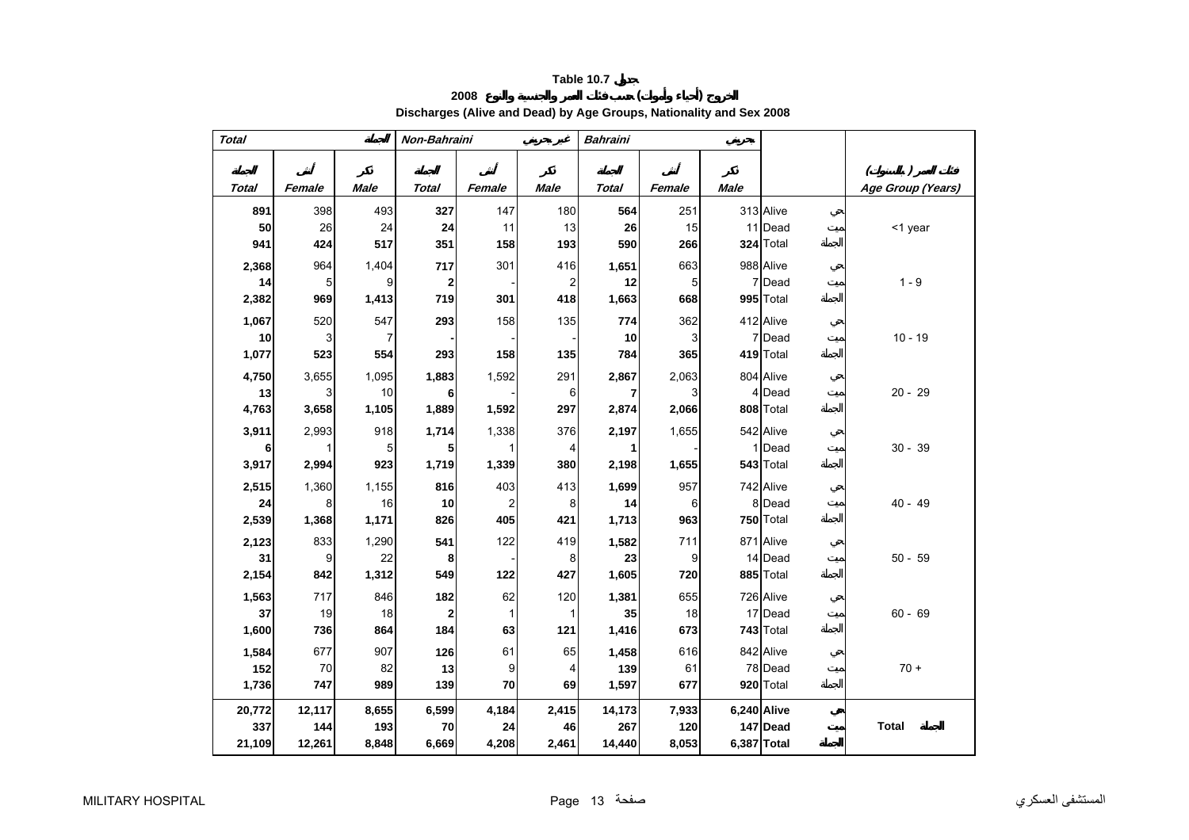**Table 10.7 جدول**

**الخروج (أحياء وأموات) حسب فئات العمر والجنسية والنوع 2008**

**Discharges (Alive and Dead) by Age Groups, Nationality and Sex 2008**

| Total الجملة | | | Non-Bahraini غير بحريني | | | Bahraini بحريني | | | | | |
|---|---|---|---|---|---|---|---|---|---|---|---|
| الجملة Total | أنثى Female | ذكر Male | الجملة Total | أنثى Female | ذكر Male | الجملة Total | أنثى Female | ذكر Male | | | فئات العمر (بالسنوات) Age Group (Years) |
| **891** | 398 | 493 | **327** | 147 | 180 | **564** | 251 | 313 | Alive | حي | <1 year |
| **50** | 26 | 24 | **24** | 11 | 13 | **26** | 15 | 11 | Dead | ميت | |
| **941** | **424** | **517** | **351** | **158** | **193** | **590** | **266** | **324** | Total | الجملة | |
| **2,368** | 964 | 1,404 | **717** | 301 | 416 | **1,651** | 663 | 988 | Alive | حي | 1 - 9 |
| **14** | 5 | 9 | **2** | - | 2 | **12** | 5 | 7 | Dead | ميت | |
| **2,382** | **969** | **1,413** | **719** | **301** | **418** | **1,663** | **668** | **995** | Total | الجملة | |
| **1,067** | 520 | 547 | **293** | 158 | 135 | **774** | 362 | 412 | Alive | حي | 10 - 19 |
| **10** | 3 | 7 | **-** | - | - | **10** | 3 | 7 | Dead | ميت | |
| **1,077** | **523** | **554** | **293** | **158** | **135** | **784** | **365** | **419** | Total | الجملة | |
| **4,750** | 3,655 | 1,095 | **1,883** | 1,592 | 291 | **2,867** | 2,063 | 804 | Alive | حي | 20 - 29 |
| **13** | 3 | 10 | **6** | - | 6 | **7** | 3 | 4 | Dead | ميت | |
| **4,763** | **3,658** | **1,105** | **1,889** | **1,592** | **297** | **2,874** | **2,066** | **808** | Total | الجملة | |
| **3,911** | 2,993 | 918 | **1,714** | 1,338 | 376 | **2,197** | 1,655 | 542 | Alive | حي | 30 - 39 |
| **6** | 1 | 5 | **5** | 1 | 4 | **1** | - | 1 | Dead | ميت | |
| **3,917** | **2,994** | **923** | **1,719** | **1,339** | **380** | **2,198** | **1,655** | **543** | Total | الجملة | |
| **2,515** | 1,360 | 1,155 | **816** | 403 | 413 | **1,699** | 957 | 742 | Alive | حي | 40 - 49 |
| **24** | 8 | 16 | **10** | 2 | 8 | **14** | 6 | 8 | Dead | ميت | |
| **2,539** | **1,368** | **1,171** | **826** | **405** | **421** | **1,713** | **963** | **750** | Total | الجملة | |
| **2,123** | 833 | 1,290 | **541** | 122 | 419 | **1,582** | 711 | 871 | Alive | حي | 50 - 59 |
| **31** | 9 | 22 | **8** | - | 8 | **23** | 9 | 14 | Dead | ميت | |
| **2,154** | **842** | **1,312** | **549** | **122** | **427** | **1,605** | **720** | **885** | Total | الجملة | |
| **1,563** | 717 | 846 | **182** | 62 | 120 | **1,381** | 655 | 726 | Alive | حي | 60 - 69 |
| **37** | 19 | 18 | **2** | 1 | 1 | **35** | 18 | 17 | Dead | ميت | |
| **1,600** | **736** | **864** | **184** | **63** | **121** | **1,416** | **673** | **743** | Total | الجملة | |
| **1,584** | 677 | 907 | **126** | 61 | 65 | **1,458** | 616 | 842 | Alive | حي | 70 + |
| **152** | 70 | 82 | **13** | 9 | 4 | **139** | 61 | 78 | Dead | ميت | |
| **1,736** | **747** | **989** | **139** | **70** | **69** | **1,597** | **677** | **920** | Total | الجملة | |
| **20,772** | **12,117** | **8,655** | **6,599** | **4,184** | **2,415** | **14,173** | **7,933** | **6,240** | **Alive** | **حي** | **Total الجملة** |
| **337** | **144** | **193** | **70** | **24** | **46** | **267** | **120** | **147** | **Dead** | **ميت** | |
| **21,109** | **12,261** | **8,848** | **6,669** | **4,208** | **2,461** | **14,440** | **8,053** | **6,387** | **Total** | **الجملة** | |

MILITARY HOSPITAL المستشفى العسكري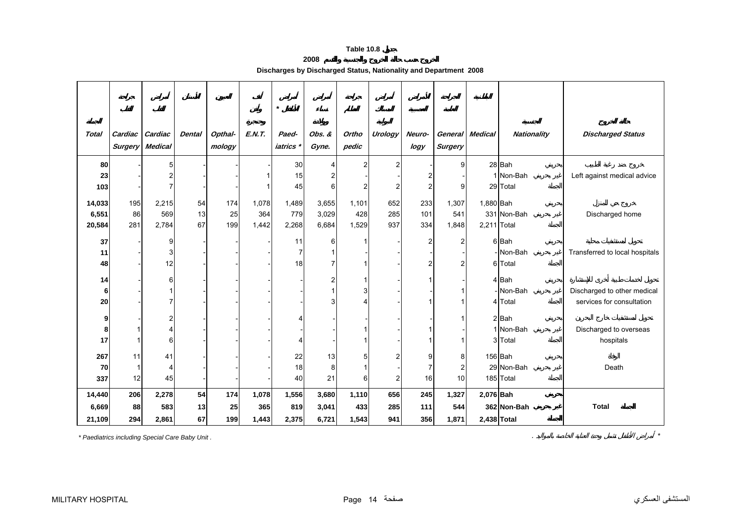**Table 10.8 جدول**

**2008 الخروج حسب حالة الخروج والجنسية والقسم**

**Discharges by Discharged Status, Nationality and Department 2008**

| الجملة Total | جراحة القلب Cardiac Surgery | أمراض القلب Cardiac Medical | الأسنان Dental | العيون Opthal-mology | أنف وأذن وحنجرة E.N.T. | أمراض الأطفال * Paed-iatrics * | أمراض نساء وولادة Obs. & Gyne. | جراحة العظام Ortho pedic | أمراض المسالك البولية Urology | الأمراض العصبية Neuro-logy | الجراحة العامة General Surgery | الباطنية Medical | الجنسية Nationality | حالة الخروج Discharged Status |
|---|---|---|---|---|---|---|---|---|---|---|---|---|---|---|
| 80 | - | 5 | - | - | - | 30 | 4 | 2 | 2 | - | 9 | 28 | Bah بحريني | خروج ضد رغبة الطبيب Left against medical advice |
| 23 | - | 2 | - | - | 1 | 15 | 2 | - | - | 2 | - | 1 | Non-Bah غير بحريني | |
| 103 | - | 7 | - | - | 1 | 45 | 6 | 2 | 2 | 2 | 9 | 29 | Total الجملة | |
| 14,033 | 195 | 2,215 | 54 | 174 | 1,078 | 1,489 | 3,655 | 1,101 | 652 | 233 | 1,307 | 1,880 | Bah بحريني | خروج حي للمنزل Discharged home |
| 6,551 | 86 | 569 | 13 | 25 | 364 | 779 | 3,029 | 428 | 285 | 101 | 541 | 331 | Non-Bah غير بحريني | |
| 20,584 | 281 | 2,784 | 67 | 199 | 1,442 | 2,268 | 6,684 | 1,529 | 937 | 334 | 1,848 | 2,211 | Total الجملة | |
| 37 | - | 9 | - | - | - | 11 | 6 | 1 | - | 2 | 2 | 6 | Bah بحريني | تحويل لمستشفيات محلية Transferred to local hospitals |
| 11 | - | 3 | - | - | - | 7 | 1 | - | - | - | - | - | Non-Bah غير بحريني | |
| 48 | - | 12 | - | - | - | 18 | 7 | 1 | - | 2 | 2 | 6 | Total الجملة | |
| 14 | - | 6 | - | - | - | - | 2 | 1 | - | 1 | - | 4 | Bah بحريني | تحويل لخدمات طبية أخرى للإستشارة Discharged to other medical services for consultation |
| 6 | - | 1 | - | - | - | - | 1 | 3 | - | - | 1 | - | Non-Bah غير بحريني | |
| 20 | - | 7 | - | - | - | - | 3 | 4 | - | 1 | 1 | 4 | Total الجملة | |
| 9 | - | 2 | - | - | - | 4 | - | - | - | - | 1 | 2 | Bah بحريني | تحويل لمستشفيات خارج البحرين Discharged to overseas hospitals |
| 8 | 1 | 4 | - | - | - | - | - | 1 | - | 1 | - | 1 | Non-Bah غير بحريني | |
| 17 | 1 | 6 | - | - | - | 4 | - | 1 | - | 1 | 1 | 3 | Total الجملة | |
| 267 | 11 | 41 | - | - | - | 22 | 13 | 5 | 2 | 9 | 8 | 156 | Bah بحريني | الوفاة Death |
| 70 | 1 | 4 | - | - | - | 18 | 8 | 1 | - | 7 | 2 | 29 | Non-Bah غير بحريني | |
| 337 | 12 | 45 | - | - | - | 40 | 21 | 6 | 2 | 16 | 10 | 185 | Total الجملة | |
| **14,440** | **206** | **2,278** | **54** | **174** | **1,078** | **1,556** | **3,680** | **1,110** | **656** | **245** | **1,327** | **2,076** | **Bah بحريني** | **Total الجملة** |
| **6,669** | **88** | **583** | **13** | **25** | **365** | **819** | **3,041** | **433** | **285** | **111** | **544** | **362** | **Non-Bah غير بحريني** | |
| **21,109** | **294** | **2,861** | **67** | **199** | **1,443** | **2,375** | **6,721** | **1,543** | **941** | **356** | **1,871** | **2,438** | **Total الجملة** | |

*\* Paediatrics including Special Care Baby Unit .*

\* أمراض الأطفال تشمل وحدة العناية الخاصة بالمواليد .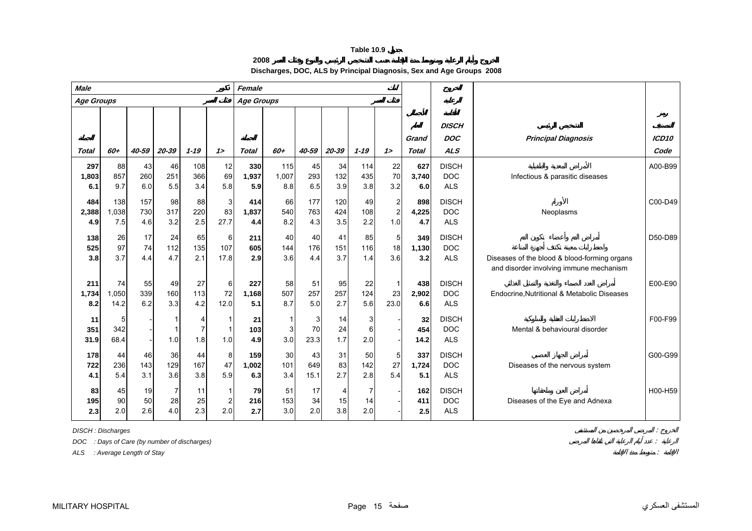**Table 10.9 جدول**

**2008 الخروج وأيام الرعاية ومتوسط مدة الإقامة حسب التشخيص الرئيسي والنوع وفئات العمر**

**Discharges, DOC, ALS by Principal Diagnosis, Sex and Age Groups 2008**

| *Male* ذكور | | | | | | *Female* إناث | | | | | | | الخروج | | |
|---|---|---|---|---|---|---|---|---|---|---|---|---|---|---|---|
| *Age Groups* فئات العمر | | | | | | *Age Groups* فئات العمر | | | | | | | الرعاية | | |
| الجملة *Total* | *60+* | *40-59* | *20-39* | *1-19* | *1>* | الجملة *Total* | *60+* | *40-59* | *20-39* | *1-19* | *1>* | الجملة العام *Grand Total* | الإقامة *DISCH DOC ALS* | التشخيص الرئيسي *Principal Diagnosis* | رمز التصنيف *ICD10 Code* |
| **297** | 88 | 43 | 46 | 108 | 12 | **330** | 115 | 45 | 34 | 114 | 22 | **627** | DISCH | الأمراض المعدية والطفيلية | A00-B99 |
| **1,803** | 857 | 260 | 251 | 366 | 69 | **1,937** | 1,007 | 293 | 132 | 435 | 70 | **3,740** | DOC | Infectious & parasitic diseases | |
| **6.1** | 9.7 | 6.0 | 5.5 | 3.4 | 5.8 | **5.9** | 8.8 | 6.5 | 3.9 | 3.8 | 3.2 | **6.0** | ALS | | |
| **484** | 138 | 157 | 98 | 88 | 3 | **414** | 66 | 177 | 120 | 49 | 2 | **898** | DISCH | الأورام | C00-D49 |
| **2,388** | 1,038 | 730 | 317 | 220 | 83 | **1,837** | 540 | 763 | 424 | 108 | 2 | **4,225** | DOC | Neoplasms | |
| **4.9** | 7.5 | 4.6 | 3.2 | 2.5 | 27.7 | **4.4** | 8.2 | 4.3 | 3.5 | 2.2 | 1.0 | **4.7** | ALS | | |
| **138** | 26 | 17 | 24 | 65 | 6 | **211** | 40 | 40 | 41 | 85 | 5 | **349** | DISCH | أمراض الدم وأعضاء تكوين الدم واضطرابات معينة تكتنف أجهزة المناعة | D50-D89 |
| **525** | 97 | 74 | 112 | 135 | 107 | **605** | 144 | 176 | 151 | 116 | 18 | **1,130** | DOC | Diseases of the blood & blood-forming organs and disorder involving immune mechanism | |
| **3.8** | 3.7 | 4.4 | 4.7 | 2.1 | 17.8 | **2.9** | 3.6 | 4.4 | 3.7 | 1.4 | 3.6 | **3.2** | ALS | | |
| **211** | 74 | 55 | 49 | 27 | 6 | **227** | 58 | 51 | 95 | 22 | 1 | **438** | DISCH | أمراض الغدد الصماء والتغذية والتمثيل الغذائي | E00-E90 |
| **1,734** | 1,050 | 339 | 160 | 113 | 72 | **1,168** | 507 | 257 | 257 | 124 | 23 | **2,902** | DOC | Endocrine,Nutritional & Metabolic Diseases | |
| **8.2** | 14.2 | 6.2 | 3.3 | 4.2 | 12.0 | **5.1** | 8.7 | 5.0 | 2.7 | 5.6 | 23.0 | **6.6** | ALS | | |
| **11** | 5 | - | 1 | 4 | 1 | **21** | 1 | 3 | 14 | 3 | - | **32** | DISCH | الاضطرابات العقلية والسلوكية | F00-F99 |
| **351** | 342 | - | 1 | 7 | 1 | **103** | 3 | 70 | 24 | 6 | - | **454** | DOC | Mental & behavioural disorder | |
| **31.9** | 68.4 | - | 1.0 | 1.8 | 1.0 | **4.9** | 3.0 | 23.3 | 1.7 | 2.0 | - | **14.2** | ALS | | |
| **178** | 44 | 46 | 36 | 44 | 8 | **159** | 30 | 43 | 31 | 50 | 5 | **337** | DISCH | أمراض الجهاز العصبي | G00-G99 |
| **722** | 236 | 143 | 129 | 167 | 47 | **1,002** | 101 | 649 | 83 | 142 | 27 | **1,724** | DOC | Diseases of the nervous system | |
| **4.1** | 5.4 | 3.1 | 3.6 | 3.8 | 5.9 | **6.3** | 3.4 | 15.1 | 2.7 | 2.8 | 5.4 | **5.1** | ALS | | |
| **83** | 45 | 19 | 7 | 11 | 1 | **79** | 51 | 17 | 4 | 7 | - | **162** | DISCH | أمراض العين وملحقاتها | H00-H59 |
| **195** | 90 | 50 | 28 | 25 | 2 | **216** | 153 | 34 | 15 | 14 | - | **411** | DOC | Diseases of the Eye and Adnexa | |
| **2.3** | 2.0 | 2.6 | 4.0 | 2.3 | 2.0 | **2.7** | 3.0 | 2.0 | 3.8 | 2.0 | - | **2.5** | ALS | | |

*DISCH : Discharges* — الخروج : المرضى المرخصين من المستشفى

*DOC : Days of Care (by number of discharges)* — الرعاية : عدد أيام الرعاية التي تلقاها المرضى

*ALS : Average Length of Stay* — الإقامة : متوسط مدة الإقامة

MILITARY HOSPITAL — المستشفى العسكري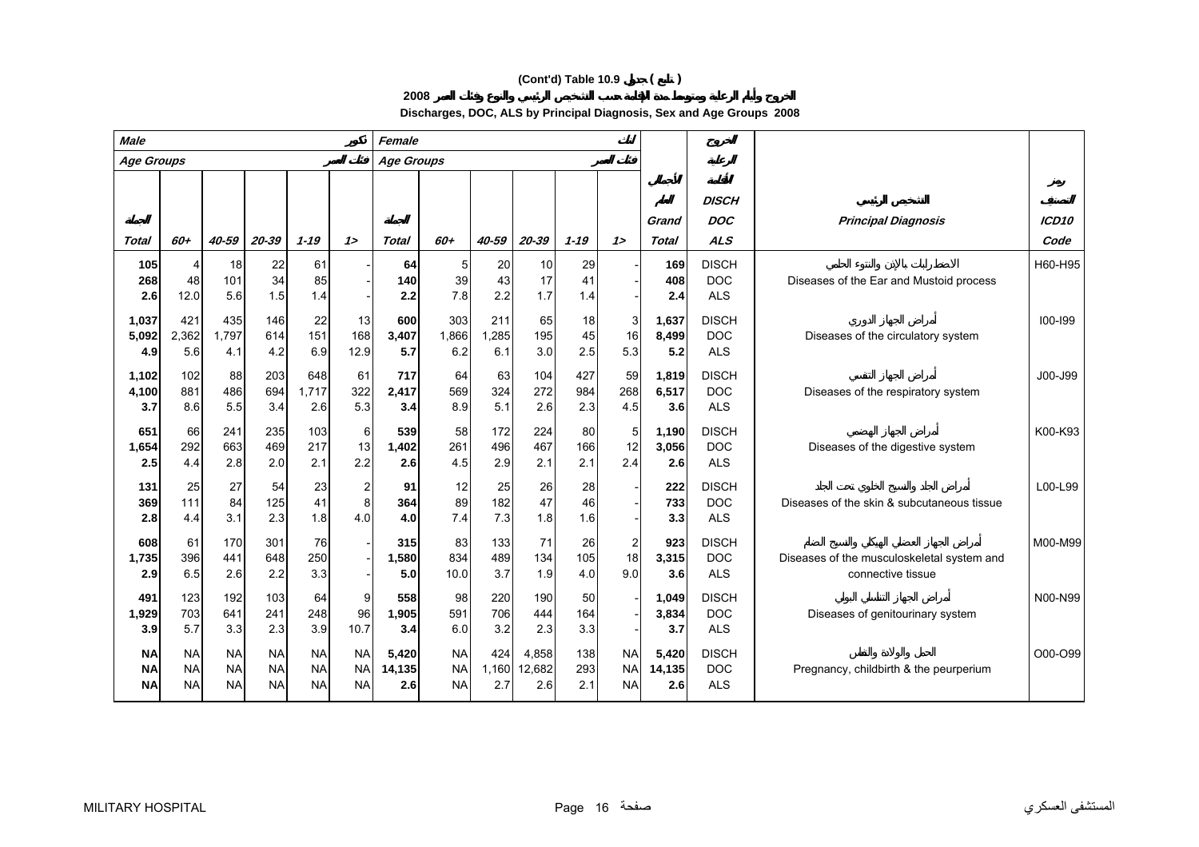# (Cont'd) Table 10.9 جدول ( تابع )

## 2008 الخروج وأيام الرعاية ومتوسط مدة الإقامة حسب التشخيص الرئيسي والنوع وفئات العمر

## Discharges, DOC, ALS by Principal Diagnosis, Sex and Age Groups 2008

| Male ذكور | | | | | | Female إناث | | | | | | | الخروج | | |
|---|---|---|---|---|---|---|---|---|---|---|---|---|---|---|---|
| Age Groups فئات العمر | | | | | | Age Groups فئات العمر | | | | | | | الرعاية | | |
| الجملة Total | 60+ | 40-59 | 20-39 | 1-19 | 1> | الجملة Total | 60+ | 40-59 | 20-39 | 1-19 | 1> | الجملة العام Grand Total | الإقامة DISCH DOC ALS | التشخيص الرئيسي Principal Diagnosis | رمز التصنيف ICD10 Code |
| 105 | 4 | 18 | 22 | 61 | - | 64 | 5 | 20 | 10 | 29 | - | 169 | DISCH | الاضطرابات بالإذن والنتوء الحلمي | H60-H95 |
| 268 | 48 | 101 | 34 | 85 | - | 140 | 39 | 43 | 17 | 41 | - | 408 | DOC | Diseases of the Ear and Mustoid process | |
| 2.6 | 12.0 | 5.6 | 1.5 | 1.4 | - | 2.2 | 7.8 | 2.2 | 1.7 | 1.4 | - | 2.4 | ALS | | |
| 1,037 | 421 | 435 | 146 | 22 | 13 | 600 | 303 | 211 | 65 | 18 | 3 | 1,637 | DISCH | أمراض الجهاز الدوري | I00-I99 |
| 5,092 | 2,362 | 1,797 | 614 | 151 | 168 | 3,407 | 1,866 | 1,285 | 195 | 45 | 16 | 8,499 | DOC | Diseases of the circulatory system | |
| 4.9 | 5.6 | 4.1 | 4.2 | 6.9 | 12.9 | 5.7 | 6.2 | 6.1 | 3.0 | 2.5 | 5.3 | 5.2 | ALS | | |
| 1,102 | 102 | 88 | 203 | 648 | 61 | 717 | 64 | 63 | 104 | 427 | 59 | 1,819 | DISCH | أمراض الجهاز التنفسي | J00-J99 |
| 4,100 | 881 | 486 | 694 | 1,717 | 322 | 2,417 | 569 | 324 | 272 | 984 | 268 | 6,517 | DOC | Diseases of the respiratory system | |
| 3.7 | 8.6 | 5.5 | 3.4 | 2.6 | 5.3 | 3.4 | 8.9 | 5.1 | 2.6 | 2.3 | 4.5 | 3.6 | ALS | | |
| 651 | 66 | 241 | 235 | 103 | 6 | 539 | 58 | 172 | 224 | 80 | 5 | 1,190 | DISCH | أمراض الجهاز الهضمي | K00-K93 |
| 1,654 | 292 | 663 | 469 | 217 | 13 | 1,402 | 261 | 496 | 467 | 166 | 12 | 3,056 | DOC | Diseases of the digestive system | |
| 2.5 | 4.4 | 2.8 | 2.0 | 2.1 | 2.2 | 2.6 | 4.5 | 2.9 | 2.1 | 2.1 | 2.4 | 2.6 | ALS | | |
| 131 | 25 | 27 | 54 | 23 | 2 | 91 | 12 | 25 | 26 | 28 | - | 222 | DISCH | أمراض الجلد والنسيج الخلوي تحت الجلد | L00-L99 |
| 369 | 111 | 84 | 125 | 41 | 8 | 364 | 89 | 182 | 47 | 46 | - | 733 | DOC | Diseases of the skin & subcutaneous tissue | |
| 2.8 | 4.4 | 3.1 | 2.3 | 1.8 | 4.0 | 4.0 | 7.4 | 7.3 | 1.8 | 1.6 | - | 3.3 | ALS | | |
| 608 | 61 | 170 | 301 | 76 | - | 315 | 83 | 133 | 71 | 26 | 2 | 923 | DISCH | أمراض الجهاز العضلي الهيكلي والنسيج الضام | M00-M99 |
| 1,735 | 396 | 441 | 648 | 250 | - | 1,580 | 834 | 489 | 134 | 105 | 18 | 3,315 | DOC | Diseases of the musculoskeletal system and connective tissue | |
| 2.9 | 6.5 | 2.6 | 2.2 | 3.3 | - | 5.0 | 10.0 | 3.7 | 1.9 | 4.0 | 9.0 | 3.6 | ALS | | |
| 491 | 123 | 192 | 103 | 64 | 9 | 558 | 98 | 220 | 190 | 50 | - | 1,049 | DISCH | أمراض الجهاز التناسلي البولي | N00-N99 |
| 1,929 | 703 | 641 | 241 | 248 | 96 | 1,905 | 591 | 706 | 444 | 164 | - | 3,834 | DOC | Diseases of genitourinary system | |
| 3.9 | 5.7 | 3.3 | 2.3 | 3.9 | 10.7 | 3.4 | 6.0 | 3.2 | 2.3 | 3.3 | - | 3.7 | ALS | | |
| NA | NA | NA | NA | NA | NA | 5,420 | NA | 424 | 4,858 | 138 | NA | 5,420 | DISCH | الحمل والولادة والنفاس | O00-O99 |
| NA | NA | NA | NA | NA | NA | 14,135 | NA | 1,160 | 12,682 | 293 | NA | 14,135 | DOC | Pregnancy, childbirth & the peurperium | |
| NA | NA | NA | NA | NA | NA | 2.6 | NA | 2.7 | 2.6 | 2.1 | NA | 2.6 | ALS | | |

MILITARY HOSPITAL — المستشفى العسكري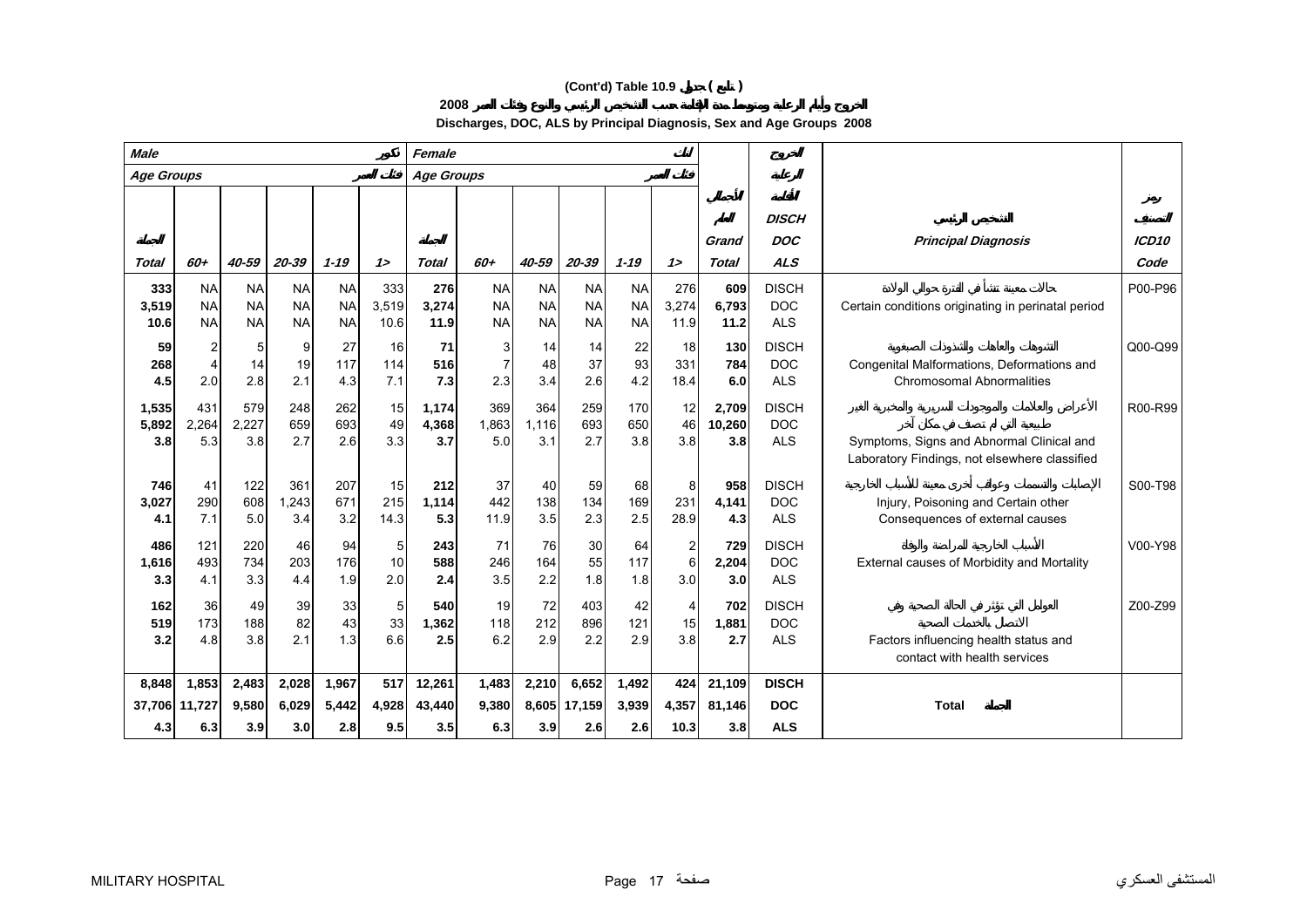# (Cont'd) Table 10.9 جدول ( تابع )

## الخروج وأيام الرعاية ومتوسط مدة الإقامة حسب التشخيص الرئيسي والنوع وفئات العمر 2008

## Discharges, DOC, ALS by Principal Diagnosis, Sex and Age Groups 2008

| Male ذكور | | | | | | Female إناث | | | | | | | الخروج أيام الرعاية متوسط الإقامة | | |
|---|---|---|---|---|---|---|---|---|---|---|---|---|---|---|---|
| Age Groups فئات العمر | | | | | | Age Groups فئات العمر | | | | | | | | | |
| الجملة Total | 60+ | 40-59 | 20-39 | 1-19 | 1> | الجملة Total | 60+ | 40-59 | 20-39 | 1-19 | 1> | الجملة العام Grand Total | DISCH DOC ALS | التشخيص الرئيسي Principal Diagnosis | رموز التصنيف ICD10 Code |
| **333** | NA | NA | NA | NA | 333 | **276** | NA | NA | NA | NA | 276 | **609** | DISCH | حالات معينة تنشأ في الفترة حوالي الولادة | P00-P96 |
| **3,519** | NA | NA | NA | NA | 3,519 | **3,274** | NA | NA | NA | NA | 3,274 | **6,793** | DOC | Certain conditions originating in perinatal period | |
| **10.6** | NA | NA | NA | NA | 10.6 | **11.9** | NA | NA | NA | NA | 11.9 | **11.2** | ALS | | |
| **59** | 2 | 5 | 9 | 27 | 16 | **71** | 3 | 14 | 14 | 22 | 18 | **130** | DISCH | التشوهات والعاهات والشذوذات الصبغوية | Q00-Q99 |
| **268** | 4 | 14 | 19 | 117 | 114 | **516** | 7 | 48 | 37 | 93 | 331 | **784** | DOC | Congenital Malformations, Deformations and | |
| **4.5** | 2.0 | 2.8 | 2.1 | 4.3 | 7.1 | **7.3** | 2.3 | 3.4 | 2.6 | 4.2 | 18.4 | **6.0** | ALS | Chromosomal Abnormalities | |
| **1,535** | 431 | 579 | 248 | 262 | 15 | **1,174** | 369 | 364 | 259 | 170 | 12 | **2,709** | DISCH | الأعراض والعلامات والموجودات السريرية والمخبرية الغير طبيعية التي لم تصنف في مكان آخر | R00-R99 |
| **5,892** | 2,264 | 2,227 | 659 | 693 | 49 | **4,368** | 1,863 | 1,116 | 693 | 650 | 46 | **10,260** | DOC | Symptoms, Signs and Abnormal Clinical and | |
| **3.8** | 5.3 | 3.8 | 2.7 | 2.6 | 3.3 | **3.7** | 5.0 | 3.1 | 2.7 | 3.8 | 3.8 | **3.8** | ALS | Laboratory Findings, not elsewhere classified | |
| **746** | 41 | 122 | 361 | 207 | 15 | **212** | 37 | 40 | 59 | 68 | 8 | **958** | DISCH | الإصابات والتسممات وعواقب أخرى معينة للأسباب الخارجية | S00-T98 |
| **3,027** | 290 | 608 | 1,243 | 671 | 215 | **1,114** | 442 | 138 | 134 | 169 | 231 | **4,141** | DOC | Injury, Poisoning and Certain other | |
| **4.1** | 7.1 | 5.0 | 3.4 | 3.2 | 14.3 | **5.3** | 11.9 | 3.5 | 2.3 | 2.5 | 28.9 | **4.3** | ALS | Consequences of external causes | |
| **486** | 121 | 220 | 46 | 94 | 5 | **243** | 71 | 76 | 30 | 64 | 2 | **729** | DISCH | الأسباب الخارجية للمراضة والوفاة | V00-Y98 |
| **1,616** | 493 | 734 | 203 | 176 | 10 | **588** | 246 | 164 | 55 | 117 | 6 | **2,204** | DOC | External causes of Morbidity and Mortality | |
| **3.3** | 4.1 | 3.3 | 4.4 | 1.9 | 2.0 | **2.4** | 3.5 | 2.2 | 1.8 | 1.8 | 3.0 | **3.0** | ALS | | |
| **162** | 36 | 49 | 39 | 33 | 5 | **540** | 19 | 72 | 403 | 42 | 4 | **702** | DISCH | العوامل التي تؤثر في الحالة الصحية وفي الاتصال بالخدمات الصحية | Z00-Z99 |
| **519** | 173 | 188 | 82 | 43 | 33 | **1,362** | 118 | 212 | 896 | 121 | 15 | **1,881** | DOC | Factors influencing health status and | |
| **3.2** | 4.8 | 3.8 | 2.1 | 1.3 | 6.6 | **2.5** | 6.2 | 2.9 | 2.2 | 2.9 | 3.8 | **2.7** | ALS | contact with health services | |
| **8,848** | **1,853** | **2,483** | **2,028** | **1,967** | **517** | **12,261** | **1,483** | **2,210** | **6,652** | **1,492** | **424** | **21,109** | **DISCH** | | |
| **37,706** | **11,727** | **9,580** | **6,029** | **5,442** | **4,928** | **43,440** | **9,380** | **8,605** | **17,159** | **3,939** | **4,357** | **81,146** | **DOC** | **Total الجملة** | |
| **4.3** | **6.3** | **3.9** | **3.0** | **2.8** | **9.5** | **3.5** | **6.3** | **3.9** | **2.6** | **2.6** | **10.3** | **3.8** | **ALS** | | |

MILITARY HOSPITAL المستشفى العسكري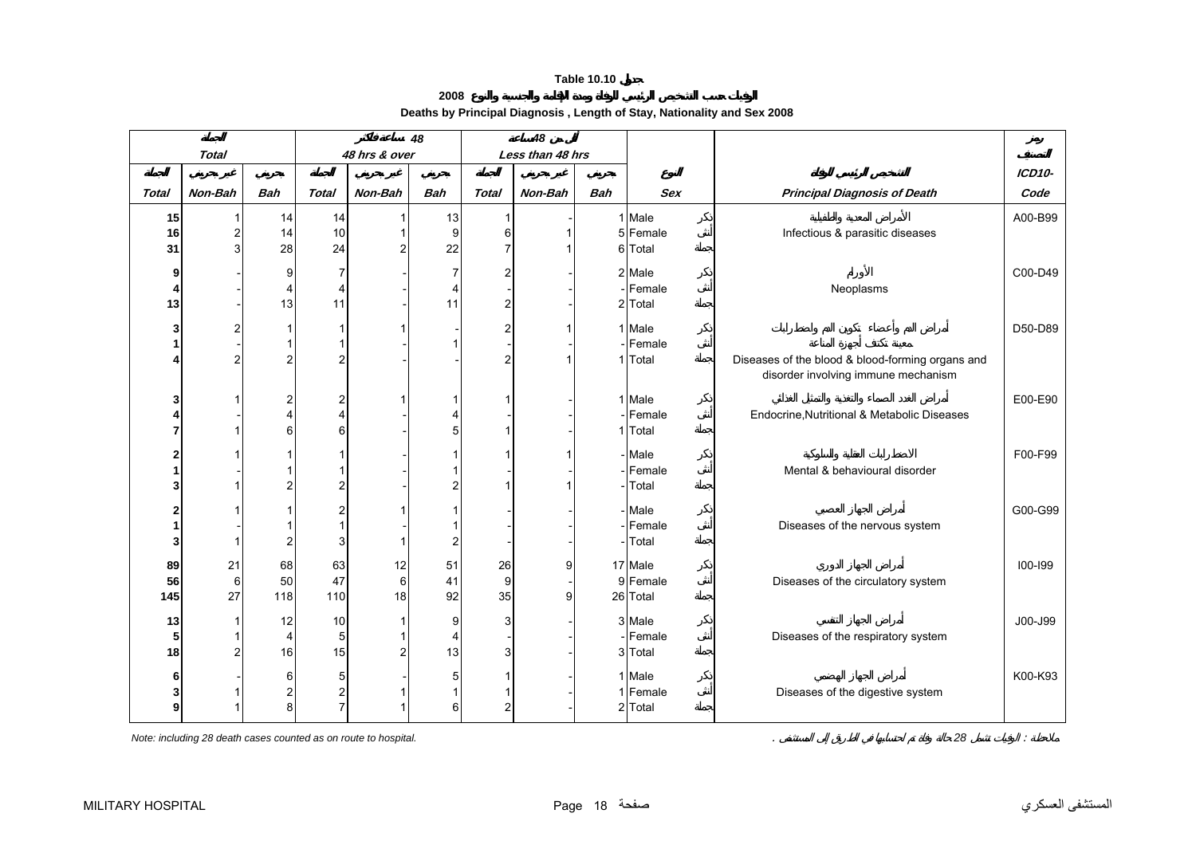# Table 10.10 جدول

## الوفيات حسب التشخيص الرئيسي للوفاة ومدة الإقامة والجنسية والنوع 2008

## Deaths by Principal Diagnosis , Length of Stay, Nationality and Sex 2008

| الجملة Total | | | 48 ساعة فأكثر 48 hrs & over | | | أقل من 48 ساعة Less than 48 hrs | | | | | |
|---|---|---|---|---|---|---|---|---|---|---|---|
| الجملة Total | غير بحريني Non-Bah | بحريني Bah | الجملة Total | غير بحريني Non-Bah | بحريني Bah | الجملة Total | غير بحريني Non-Bah | بحريني Bah | النوع Sex | التشخيص الرئيسي للوفاة Principal Diagnosis of Death | رمز التصنيف ICD10-Code |
| 15 | 1 | 14 | 14 | 1 | 13 | 1 | - | 1 | Male ذكر | الأمراض المعدية والطفيلية Infectious & parasitic diseases | A00-B99 |
| 16 | 2 | 14 | 10 | 1 | 9 | 6 | 1 | 5 | Female أنثى | | |
| 31 | 3 | 28 | 24 | 2 | 22 | 7 | 1 | 6 | Total جملة | | |
| 9 | - | 9 | 7 | - | 7 | 2 | - | 2 | Male ذكر | الأورام Neoplasms | C00-D49 |
| 4 | - | 4 | 4 | - | 4 | - | - | - | Female أنثى | | |
| 13 | - | 13 | 11 | - | 11 | 2 | - | 2 | Total جملة | | |
| 3 | 2 | 1 | 1 | 1 | - | 2 | 1 | 1 | Male ذكر | أمراض الدم وأعضاء تكوين الدم والاضطرابات معينة تكتنف أجهزة المناعة Diseases of the blood & blood-forming organs and disorder involving immune mechanism | D50-D89 |
| 1 | - | 1 | 1 | - | 1 | - | - | - | Female أنثى | | |
| 4 | 2 | 2 | 2 | - | - | 2 | 1 | 1 | Total جملة | | |
| 3 | 1 | 2 | 2 | 1 | 1 | 1 | - | 1 | Male ذكر | أمراض الغدد الصماء والتغذية والتمثيل الغذائي Endocrine,Nutritional & Metabolic Diseases | E00-E90 |
| 4 | - | 4 | 4 | - | 4 | - | - | - | Female أنثى | | |
| 7 | 1 | 6 | 6 | - | 5 | 1 | - | 1 | Total جملة | | |
| 2 | 1 | 1 | 1 | - | 1 | 1 | 1 | - | Male ذكر | الاضطرابات العقلية والسلوكية Mental & behavioural disorder | F00-F99 |
| 1 | - | 1 | 1 | - | 1 | - | - | - | Female أنثى | | |
| 3 | 1 | 2 | 2 | - | 2 | 1 | 1 | - | Total جملة | | |
| 2 | 1 | 1 | 2 | 1 | 1 | - | - | - | Male ذكر | أمراض الجهاز العصبي Diseases of the nervous system | G00-G99 |
| 1 | - | 1 | 1 | - | 1 | - | - | - | Female أنثى | | |
| 3 | 1 | 2 | 3 | 1 | 2 | - | - | - | Total جملة | | |
| 89 | 21 | 68 | 63 | 12 | 51 | 26 | 9 | 17 | Male ذكر | أمراض الجهاز الدوري Diseases of the circulatory system | I00-I99 |
| 56 | 6 | 50 | 47 | 6 | 41 | 9 | - | 9 | Female أنثى | | |
| 145 | 27 | 118 | 110 | 18 | 92 | 35 | 9 | 26 | Total جملة | | |
| 13 | 1 | 12 | 10 | 1 | 9 | 3 | - | 3 | Male ذكر | أمراض الجهاز التنفسي Diseases of the respiratory system | J00-J99 |
| 5 | 1 | 4 | 5 | 1 | 4 | - | - | - | Female أنثى | | |
| 18 | 2 | 16 | 15 | 2 | 13 | 3 | - | 3 | Total جملة | | |
| 6 | - | 6 | 5 | - | 5 | 1 | - | 1 | Male ذكر | أمراض الجهاز الهضمي Diseases of the digestive system | K00-K93 |
| 3 | 1 | 2 | 2 | 1 | 1 | 1 | - | 1 | Female أنثى | | |
| 9 | 1 | 8 | 7 | 1 | 6 | 2 | - | 2 | Total جملة | | |

*Note: including 28 death cases counted as on route to hospital.*

ملاحظة : الوفيات تشمل 28 حالة وفاة تم احتسابها في الطريق إلى المستشفى .

MILITARY HOSPITAL المستشفى العسكري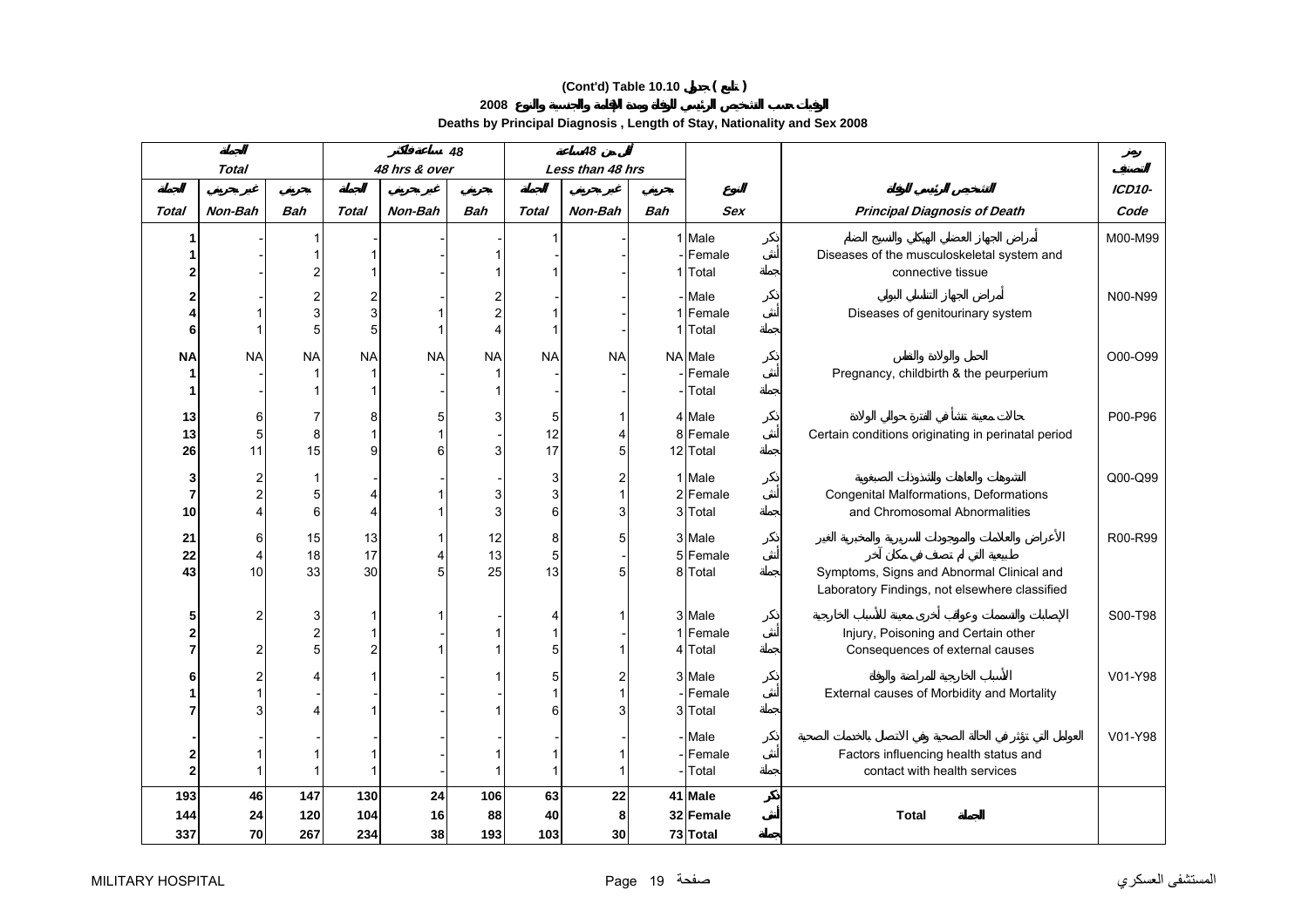## (Cont'd) Table 10.10 جدول ( تابع )

### الوفيات حسب التشخيص الرئيسي للوفاة ومدة الإقامة والجنسية والنوع 2008

### Deaths by Principal Diagnosis , Length of Stay, Nationality and Sex 2008

| الجملة Total | | | 48 ساعة فأكثر 48 hrs & over | | | أقل من 48 ساعة Less than 48 hrs | | | | | | رمز التصنيف |
|---|---|---|---|---|---|---|---|---|---|---|---|---|
| الجملة | غير بحريني | بحريني | الجملة | غير بحريني | بحريني | الجملة | غير بحريني | بحريني | النوع | | التشخيص الرئيسي للوفاة | ICD10- |
| Total | Non-Bah | Bah | Total | Non-Bah | Bah | Total | Non-Bah | Bah | Sex | | Principal Diagnosis of Death | Code |
| 1 | - | 1 | - | - | - | 1 | - | 1 | Male | ذكر | أمراض الجهاز العضلي الهيكلي والنسيج الضام | M00-M99 |
| 1 | - | 1 | 1 | - | 1 | - | - | - | Female | أنثى | Diseases of the musculoskeletal system and | |
| 2 | - | 2 | 1 | - | 1 | 1 | - | 1 | Total | جملة | connective tissue | |
| 2 | - | 2 | 2 | - | 2 | - | - | - | Male | ذكر | أمراض الجهاز التناسلي البولي | N00-N99 |
| 4 | 1 | 3 | 3 | 1 | 2 | 1 | - | 1 | Female | أنثى | Diseases of genitourinary system | |
| 6 | 1 | 5 | 5 | 1 | 4 | 1 | - | 1 | Total | جملة | | |
| NA | NA | NA | NA | NA | NA | NA | NA | NA | Male | ذكر | الحمل والولادة والنفاس | O00-O99 |
| 1 | - | 1 | 1 | - | 1 | - | - | - | Female | أنثى | Pregnancy, childbirth & the peurperium | |
| 1 | - | 1 | 1 | - | 1 | - | - | - | Total | جملة | | |
| 13 | 6 | 7 | 8 | 5 | 3 | 5 | 1 | 4 | Male | ذكر | حالات معينة تنشأ في الفترة حوالي الولادة | P00-P96 |
| 13 | 5 | 8 | 1 | 1 | - | 12 | 4 | 8 | Female | أنثى | Certain conditions originating in perinatal period | |
| 26 | 11 | 15 | 9 | 6 | 3 | 17 | 5 | 12 | Total | جملة | | |
| 3 | 2 | 1 | - | - | - | 3 | 2 | 1 | Male | ذكر | التشوهات والعاهات والشذوذات الصبغوية | Q00-Q99 |
| 7 | 2 | 5 | 4 | 1 | 3 | 3 | 1 | 2 | Female | أنثى | Congenital Malformations, Deformations | |
| 10 | 4 | 6 | 4 | 1 | 3 | 6 | 3 | 3 | Total | جملة | and Chromosomal Abnormalities | |
| 21 | 6 | 15 | 13 | 1 | 12 | 8 | 5 | 3 | Male | ذكر | الأعراض والعلامات والموجودات السريرية والمخبرية الغير طبيعية التي لم تصنف في مكان آخر | R00-R99 |
| 22 | 4 | 18 | 17 | 4 | 13 | 5 | - | 5 | Female | أنثى | Symptoms, Signs and Abnormal Clinical and | |
| 43 | 10 | 33 | 30 | 5 | 25 | 13 | 5 | 8 | Total | جملة | Laboratory Findings, not elsewhere classified | |
| 5 | 2 | 3 | 1 | 1 | - | 4 | 1 | 3 | Male | ذكر | الإصابات والتسممات وعواقب أخرى معينة للأسباب الخارجية | S00-T98 |
| 2 | | 2 | 1 | - | 1 | 1 | - | 1 | Female | أنثى | Injury, Poisoning and Certain other | |
| 7 | 2 | 5 | 2 | 1 | 1 | 5 | 1 | 4 | Total | جملة | Consequences of external causes | |
| 6 | 2 | 4 | 1 | - | 1 | 5 | 2 | 3 | Male | ذكر | الأسباب الخارجية للمراضة والوفاة | V01-Y98 |
| 1 | 1 | - | - | - | - | 1 | 1 | - | Female | أنثى | External causes of Morbidity and Mortality | |
| 7 | 3 | 4 | 1 | - | 1 | 6 | 3 | 3 | Total | جملة | | |
| - | - | - | - | - | - | - | - | - | Male | ذكر | العوامل التي تؤثر في الحالة الصحية وفي الاتصال بالخدمات الصحية | V01-Y98 |
| 2 | 1 | 1 | 1 | - | 1 | 1 | 1 | - | Female | أنثى | Factors influencing health status and | |
| 2 | 1 | 1 | 1 | - | 1 | 1 | 1 | - | Total | جملة | contact with health services | |
| **193** | **46** | **147** | **130** | **24** | **106** | **63** | **22** | **41** | **Male** | **ذكر** | | |
| **144** | **24** | **120** | **104** | **16** | **88** | **40** | **8** | **32** | **Female** | **أنثى** | **Total الجملة** | |
| **337** | **70** | **267** | **234** | **38** | **193** | **103** | **30** | **73** | **Total** | **جملة** | | |

MILITARY HOSPITAL | المستشفى العسكري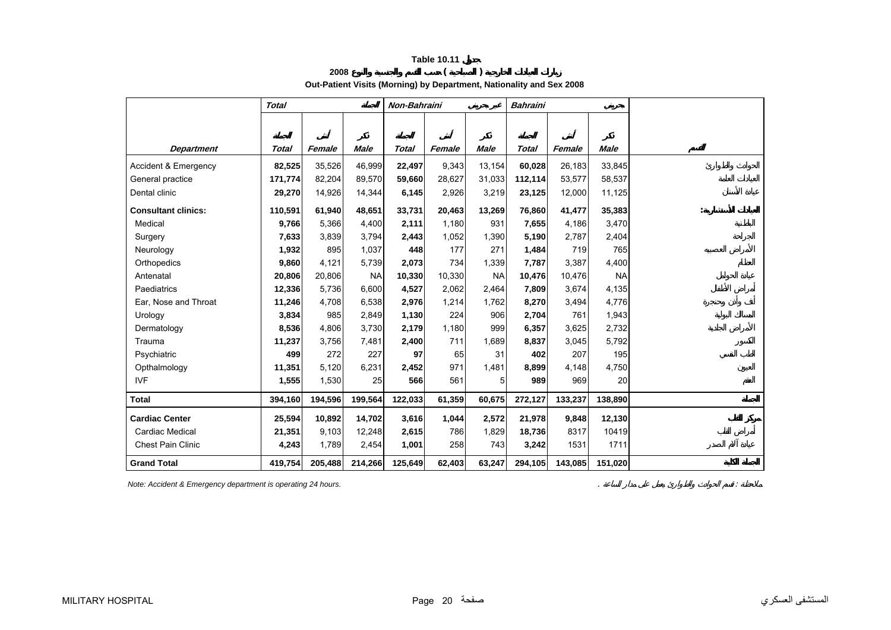# Table 10.11 جدول

## زيارات العيادات الخارجية ( الصباحية ) حسب القسم والجنسية والنوع 2008

## Out-Patient Visits (Morning) by Department, Nationality and Sex 2008

| | *Total* | | الجملة | *Non-Bahraini* | | غير بحريني | *Bahraini* | | بحريني | |
|---|---|---|---|---|---|---|---|---|---|---|
| | الجملة | أنثى | ذكر | الجملة | أنثى | ذكر | الجملة | أنثى | ذكر | |
| ***Department*** | ***Total*** | ***Female*** | ***Male*** | ***Total*** | ***Female*** | ***Male*** | ***Total*** | ***Female*** | ***Male*** | **القسم** |
| Accident & Emergency | **82,525** | 35,526 | 46,999 | **22,497** | 9,343 | 13,154 | **60,028** | 26,183 | 33,845 | الحوادث والطوارئ |
| General practice | **171,774** | 82,204 | 89,570 | **59,660** | 28,627 | 31,033 | **112,114** | 53,577 | 58,537 | العيادات العامة |
| Dental clinic | **29,270** | 14,926 | 14,344 | **6,145** | 2,926 | 3,219 | **23,125** | 12,000 | 11,125 | عيادة الأسنان |
| **Consultant clinics:** | **110,591** | **61,940** | **48,651** | **33,731** | **20,463** | **13,269** | **76,860** | **41,477** | **35,383** | **العيادات الاستشارية :** |
| Medical | **9,766** | 5,366 | 4,400 | **2,111** | 1,180 | 931 | **7,655** | 4,186 | 3,470 | الباطنية |
| Surgery | **7,633** | 3,839 | 3,794 | **2,443** | 1,052 | 1,390 | **5,190** | 2,787 | 2,404 | الجراحة |
| Neurology | **1,932** | 895 | 1,037 | **448** | 177 | 271 | **1,484** | 719 | 765 | الأمراض العصبيه |
| Orthopedics | **9,860** | 4,121 | 5,739 | **2,073** | 734 | 1,339 | **7,787** | 3,387 | 4,400 | العظام |
| Antenatal | **20,806** | 20,806 | NA | **10,330** | 10,330 | NA | **10,476** | 10,476 | NA | عيادة الحوامل |
| Paediatrics | **12,336** | 5,736 | 6,600 | **4,527** | 2,062 | 2,464 | **7,809** | 3,674 | 4,135 | أمراض الأطفال |
| Ear, Nose and Throat | **11,246** | 4,708 | 6,538 | **2,976** | 1,214 | 1,762 | **8,270** | 3,494 | 4,776 | أنف وأذن وحنجرة |
| Urology | **3,834** | 985 | 2,849 | **1,130** | 224 | 906 | **2,704** | 761 | 1,943 | المسالك البولية |
| Dermatology | **8,536** | 4,806 | 3,730 | **2,179** | 1,180 | 999 | **6,357** | 3,625 | 2,732 | الأمراض الجلدية |
| Trauma | **11,237** | 3,756 | 7,481 | **2,400** | 711 | 1,689 | **8,837** | 3,045 | 5,792 | الكسور |
| Psychiatric | **499** | 272 | 227 | **97** | 65 | 31 | **402** | 207 | 195 | الطب النفسي |
| Opthalmology | **11,351** | 5,120 | 6,231 | **2,452** | 971 | 1,481 | **8,899** | 4,148 | 4,750 | العيون |
| IVF | **1,555** | 1,530 | 25 | **566** | 561 | 5 | **989** | 969 | 20 | العقم |
| **Total** | **394,160** | **194,596** | **199,564** | **122,033** | **61,359** | **60,675** | **272,127** | **133,237** | **138,890** | **الجملة** |
| **Cardiac Center** | **25,594** | **10,892** | **14,702** | **3,616** | **1,044** | **2,572** | **21,978** | **9,848** | **12,130** | **مركز القلب** |
| Cardiac Medical | **21,351** | 9,103 | 12,248 | **2,615** | 786 | 1,829 | **18,736** | 8317 | 10419 | أمراض القلب |
| Chest Pain Clinic | **4,243** | 1,789 | 2,454 | **1,001** | 258 | 743 | **3,242** | 1531 | 1711 | عيادة آلام الصدر |
| **Grand Total** | **419,754** | **205,488** | **214,266** | **125,649** | **62,403** | **63,247** | **294,105** | **143,085** | **151,020** | **الجملة الكلية** |

*Note: Accident & Emergency department is operating 24 hours.*

ملاحظة : قسم الحوادث والطوارئ يعمل على مدار الساعة .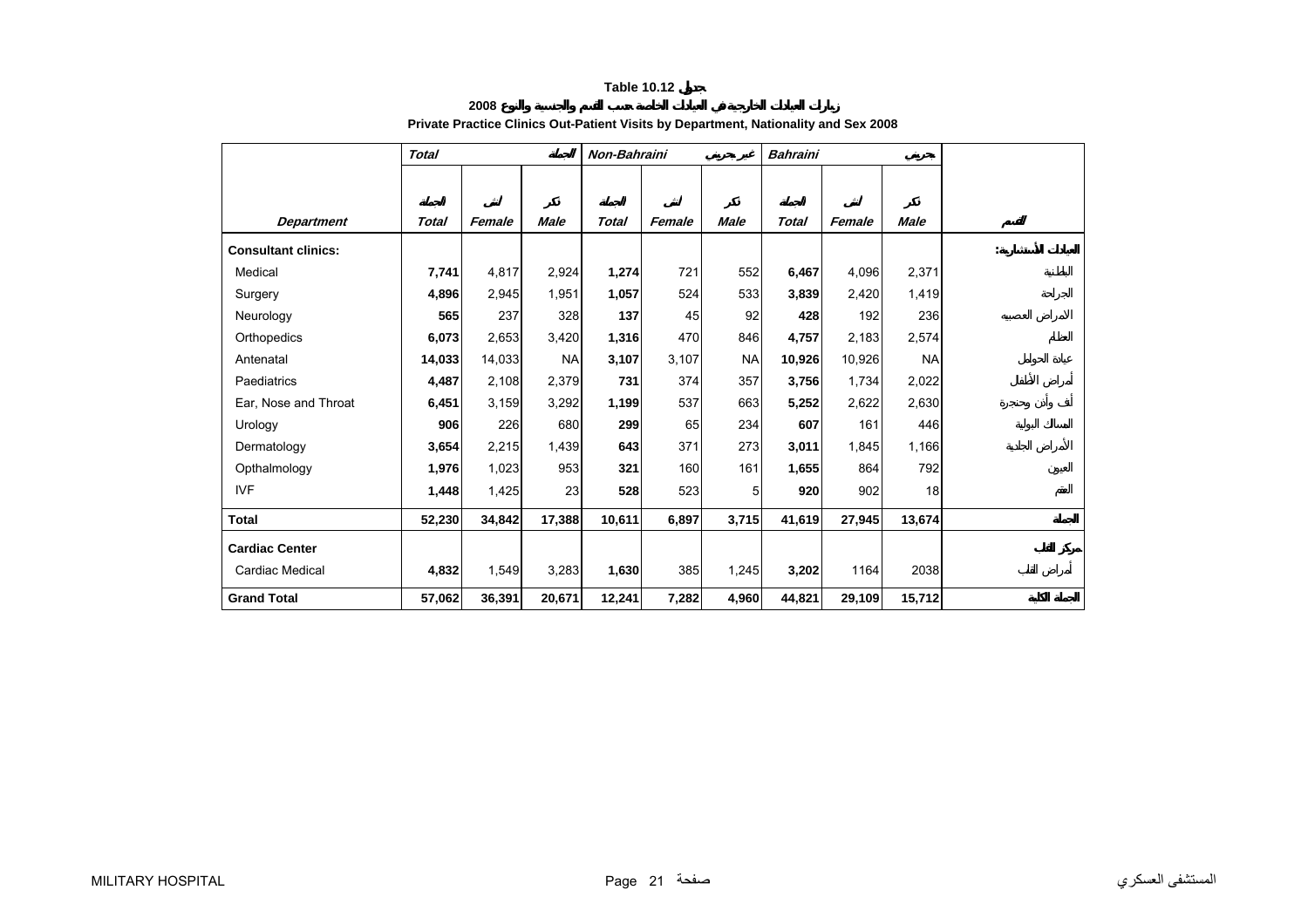**Table 10.12 جدول**

**زيارات العيادات الخارجية في العيادات الخاصة حسب القسم والجنسية والنوع 2008**

**Private Practice Clinics Out-Patient Visits by Department, Nationality and Sex 2008**

| | *Total* الجملة | | | *Non-Bahraini* غير بحريني | | | *Bahraini* بحريني | | | |
|---|---|---|---|---|---|---|---|---|---|---|
| *Department* | الجملة *Total* | أنثى *Female* | ذكر *Male* | الجملة *Total* | أنثى *Female* | ذكر *Male* | الجملة *Total* | أنثى *Female* | ذكر *Male* | القسم |
| **Consultant clinics:** | | | | | | | | | | **العيادات الأستشارية:** |
| Medical | **7,741** | 4,817 | 2,924 | **1,274** | 721 | 552 | **6,467** | 4,096 | 2,371 | الباطنية |
| Surgery | **4,896** | 2,945 | 1,951 | **1,057** | 524 | 533 | **3,839** | 2,420 | 1,419 | الجراحة |
| Neurology | **565** | 237 | 328 | **137** | 45 | 92 | **428** | 192 | 236 | الامراض العصبيه |
| Orthopedics | **6,073** | 2,653 | 3,420 | **1,316** | 470 | 846 | **4,757** | 2,183 | 2,574 | العظام |
| Antenatal | **14,033** | 14,033 | NA | **3,107** | 3,107 | NA | **10,926** | 10,926 | NA | عيادة الحوامل |
| Paediatrics | **4,487** | 2,108 | 2,379 | **731** | 374 | 357 | **3,756** | 1,734 | 2,022 | أمراض الأطفال |
| Ear, Nose and Throat | **6,451** | 3,159 | 3,292 | **1,199** | 537 | 663 | **5,252** | 2,622 | 2,630 | أنف وأذن وحنجرة |
| Urology | **906** | 226 | 680 | **299** | 65 | 234 | **607** | 161 | 446 | المسالك البولية |
| Dermatology | **3,654** | 2,215 | 1,439 | **643** | 371 | 273 | **3,011** | 1,845 | 1,166 | الأمراض الجلدية |
| Opthalmology | **1,976** | 1,023 | 953 | **321** | 160 | 161 | **1,655** | 864 | 792 | العيون |
| IVF | **1,448** | 1,425 | 23 | **528** | 523 | 5 | **920** | 902 | 18 | العقم |
| **Total** | **52,230** | **34,842** | **17,388** | **10,611** | **6,897** | **3,715** | **41,619** | **27,945** | **13,674** | **الجملة** |
| **Cardiac Center** | | | | | | | | | | **مركز القلب** |
| Cardiac Medical | **4,832** | 1,549 | 3,283 | **1,630** | 385 | 1,245 | **3,202** | 1164 | 2038 | أمراض القلب |
| **Grand Total** | **57,062** | **36,391** | **20,671** | **12,241** | **7,282** | **4,960** | **44,821** | **29,109** | **15,712** | **الجملة الكلية** |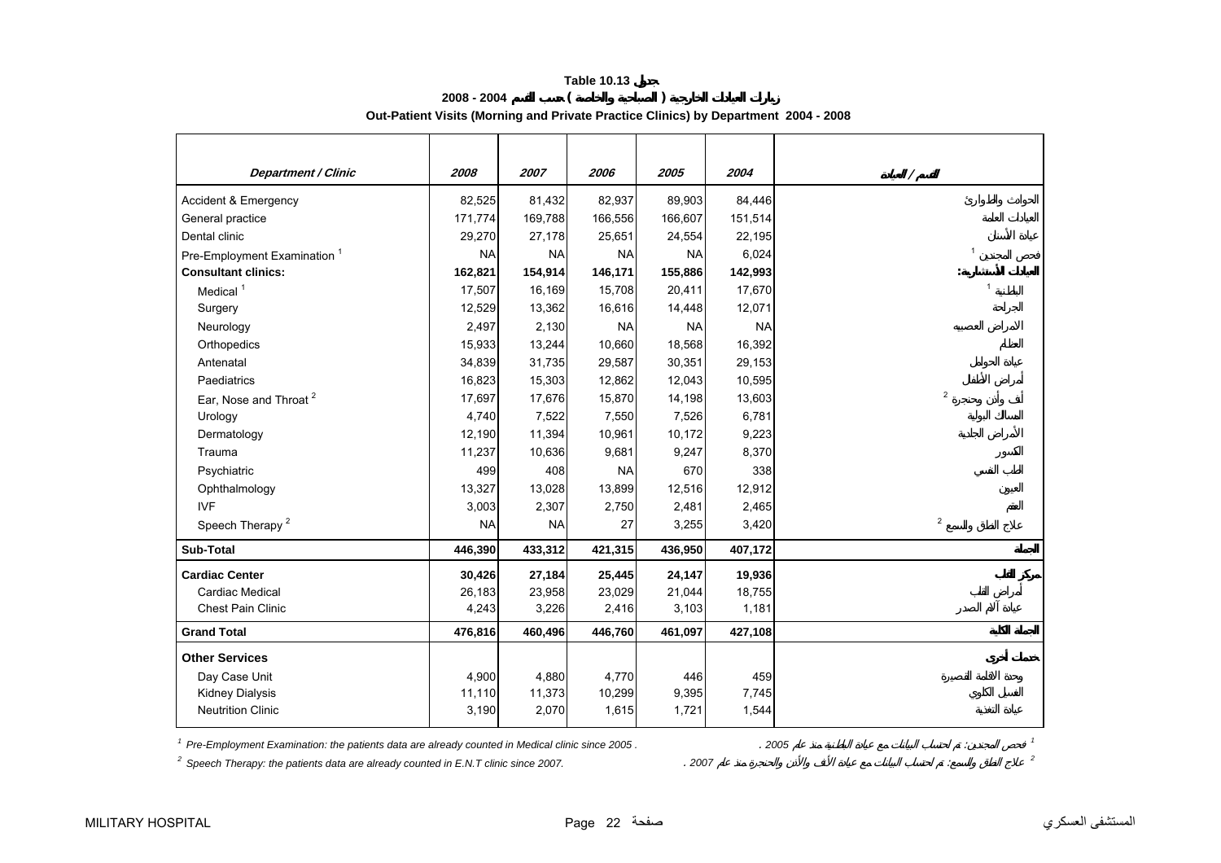**Table 10.13 جدول**

**زيارات العيادات الخارجية ( الصباحية والخاصة ) حسب القسم 2004 - 2008**

**Out-Patient Visits (Morning and Private Practice Clinics) by Department 2004 - 2008**

| Department / Clinic | 2008 | 2007 | 2006 | 2005 | 2004 | القسم / العيادة |
|---|---|---|---|---|---|---|
| Accident & Emergency | 82,525 | 81,432 | 82,937 | 89,903 | 84,446 | الحوادث والطوارئ |
| General practice | 171,774 | 169,788 | 166,556 | 166,607 | 151,514 | العيادات العامة |
| Dental clinic | 29,270 | 27,178 | 25,651 | 24,554 | 22,195 | عيادة الأسنان |
| Pre-Employment Examination [1] | NA | NA | NA | NA | 6,024 | فحص المجندين [1] |
| **Consultant clinics:** | **162,821** | **154,914** | **146,171** | **155,886** | **142,993** | **العيادات الأستشارية:** |
| Medical [1] | 17,507 | 16,169 | 15,708 | 20,411 | 17,670 | الباطنية [1] |
| Surgery | 12,529 | 13,362 | 16,616 | 14,448 | 12,071 | الجراحة |
| Neurology | 2,497 | 2,130 | NA | NA | NA | الامراض العصبيه |
| Orthopedics | 15,933 | 13,244 | 10,660 | 18,568 | 16,392 | العظام |
| Antenatal | 34,839 | 31,735 | 29,587 | 30,351 | 29,153 | عيادة الحوامل |
| Paediatrics | 16,823 | 15,303 | 12,862 | 12,043 | 10,595 | أمراض الأطفال |
| Ear, Nose and Throat [2] | 17,697 | 17,676 | 15,870 | 14,198 | 13,603 | أنف وأذن وحنجرة [2] |
| Urology | 4,740 | 7,522 | 7,550 | 7,526 | 6,781 | المسالك البولية |
| Dermatology | 12,190 | 11,394 | 10,961 | 10,172 | 9,223 | الأمراض الجلدية |
| Trauma | 11,237 | 10,636 | 9,681 | 9,247 | 8,370 | الكسور |
| Psychiatric | 499 | 408 | NA | 670 | 338 | الطب النفسي |
| Ophthalmology | 13,327 | 13,028 | 13,899 | 12,516 | 12,912 | العيون |
| IVF | 3,003 | 2,307 | 2,750 | 2,481 | 2,465 | العقم |
| Speech Therapy [2] | NA | NA | 27 | 3,255 | 3,420 | علاج الطق والسمع [2] |
| **Sub-Total** | **446,390** | **433,312** | **421,315** | **436,950** | **407,172** | **الجملة** |
| **Cardiac Center** | **30,426** | **27,184** | **25,445** | **24,147** | **19,936** | **مركز القلب** |
| Cardiac Medical | 26,183 | 23,958 | 23,029 | 21,044 | 18,755 | أمراض القلب |
| Chest Pain Clinic | 4,243 | 3,226 | 2,416 | 3,103 | 1,181 | عيادة آلام الصدر |
| **Grand Total** | **476,816** | **460,496** | **446,760** | **461,097** | **427,108** | **الجملة الكلية** |
| **Other Services** | | | | | | **خدمات أخرى** |
| Day Case Unit | 4,900 | 4,880 | 4,770 | 446 | 459 | وحدة الاقامة القصيرة |
| Kidney Dialysis | 11,110 | 11,373 | 10,299 | 9,395 | 7,745 | الغسيل الكلوي |
| Neutrition Clinic | 3,190 | 2,070 | 1,615 | 1,721 | 1,544 | عيادة التغذية |

[1] Pre-Employment Examination: the patients data are already counted in Medical clinic since 2005 .

[2] Speech Therapy: the patients data are already counted in E.N.T clinic since 2007.

[1] فحص المجندين: تم احتساب البيانات مع عيادة الباطنية منذ عام 2005 .

[2] علاج الطق والسمع: تم احتساب البيانات مع عيادة الأنف والأذن والحنجرة منذ عام 2007 .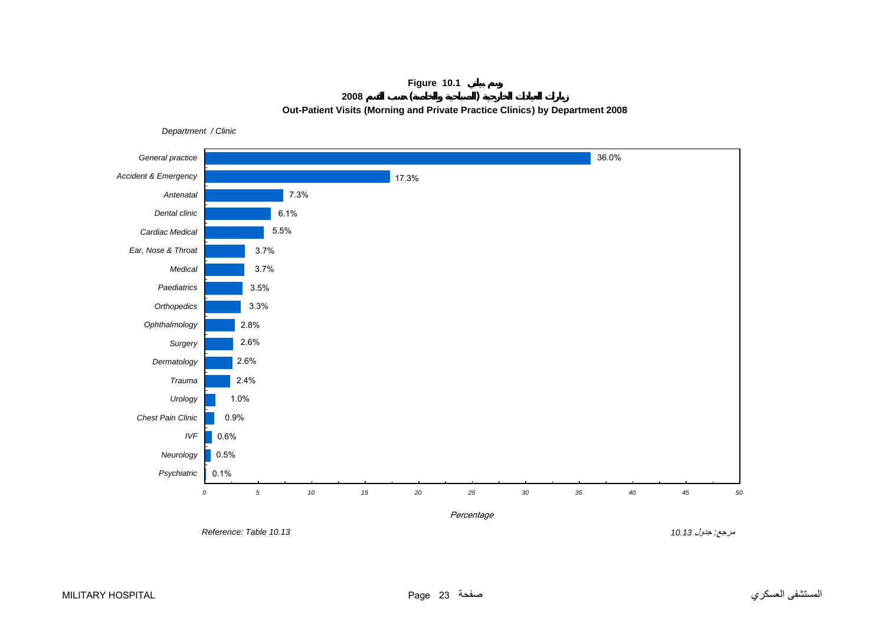**Figure 10.1 رسم بياني**

**زيارات العيادات الخارجية (الصباحية والخاصة) حسب القسم 2008**

**Out-Patient Visits (Morning and Private Practice Clinics) by Department 2008**

| Department / Clinic | Percentage |
|---|---|
| General practice | 36.0% |
| Accident & Emergency | 17.3% |
| Antenatal | 7.3% |
| Dental clinic | 6.1% |
| Cardiac Medical | 5.5% |
| Ear, Nose & Throat | 3.7% |
| Medical | 3.7% |
| Paediatrics | 3.5% |
| Orthopedics | 3.3% |
| Ophthalmology | 2.8% |
| Surgery | 2.6% |
| Dermatology | 2.6% |
| Trauma | 2.4% |
| Urology | 1.0% |
| Chest Pain Clinic | 0.9% |
| IVF | 0.6% |
| Neurology | 0.5% |
| Psychiatric | 0.1% |

*Reference: Table 10.13*

*مرجع: جدول 10.13*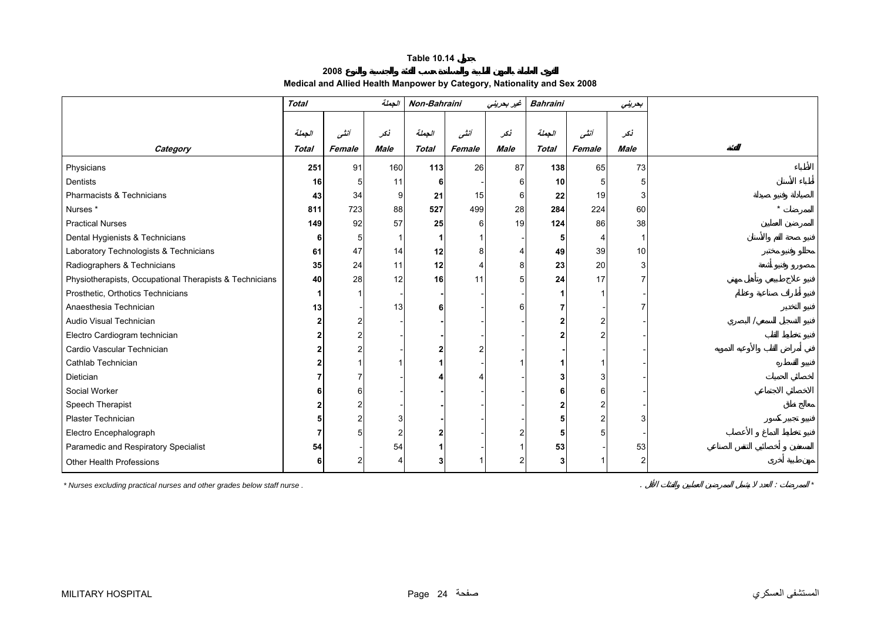# Table 10.14 جدول

## القوى العاملة بالمهن الطبية والمساندة حسب الفئة والجنسية والنوع 2008

## Medical and Allied Health Manpower by Category, Nationality and Sex 2008

| | Total | | الجملة | Non-Bahraini | | غير بحريني | Bahraini | | بحريني | |
|---|---|---|---|---|---|---|---|---|---|---|
| | الجملة | أنثى | ذكر | الجملة | أنثى | ذكر | الجملة | أنثى | ذكر | |
| Category | Total | Female | Male | Total | Female | Male | Total | Female | Male | الفئة |
| Physicians | **251** | 91 | 160 | **113** | 26 | 87 | **138** | 65 | 73 | الأطباء |
| Dentists | **16** | 5 | 11 | **6** | - | 6 | **10** | 5 | 5 | أطباء الأسنان |
| Pharmacists & Technicians | **43** | 34 | 9 | **21** | 15 | 6 | **22** | 19 | 3 | الصيادلة وفنيو صيدلة |
| Nurses * | **811** | 723 | 88 | **527** | 499 | 28 | **284** | 224 | 60 | الممرضين * |
| Practical Nurses | **149** | 92 | 57 | **25** | 6 | 19 | **124** | 86 | 38 | الممرضين العمليين |
| Dental Hygienists & Technicians | **6** | 5 | 1 | **1** | 1 | - | **5** | 4 | 1 | فنيو صحة الفم والأسنان |
| Laboratory Technologists & Technicians | **61** | 47 | 14 | **12** | 8 | 4 | **49** | 39 | 10 | محللو مختبر وفنيو مختبر |
| Radiographers & Technicians | **35** | 24 | 11 | **12** | 4 | 8 | **23** | 20 | 3 | مصورو وفنيو أشعة |
| Physiotherapists, Occupational Therapists & Technicians | **40** | 28 | 12 | **16** | 11 | 5 | **24** | 17 | 7 | فنيو علاج طبيعي وتأهيل مهني |
| Prosthetic, Orthotics Technicians | **1** | 1 | - | **-** | - | - | **1** | 1 | - | فنيو صناعة أطراف وعظام |
| Anaesthesia Technician | **13** | - | 13 | **6** | - | 6 | **7** | - | 7 | فنيو التخدير |
| Audio Visual Technician | **2** | 2 | - | **-** | - | - | **2** | 2 | - | فنيو التسجيل السمعي/ البصري |
| Electro Cardiogram technician | **2** | 2 | - | **-** | - | - | **2** | 2 | - | فنيو تخطيط القلب |
| Cardio Vascular Technician | **2** | 2 | - | **2** | 2 | - | **-** | - | - | فني أمراض القلب والأوعية الدموية |
| Cathlab Technician | **2** | 1 | 1 | **1** | - | 1 | **1** | 1 | - | فنيو القسطرة |
| Dietician | **7** | 7 | - | **4** | 4 | - | **3** | 3 | - | أخصائي الحميات |
| Social Worker | **6** | 6 | - | **-** | - | - | **6** | 6 | - | الأخصائي الاجتماعي |
| Speech Therapist | **2** | 2 | - | **-** | - | - | **2** | 2 | - | معالج نطق |
| Plaster Technician | **5** | 2 | 3 | **-** | - | - | **5** | 2 | 3 | فنيو تجبير كسور |
| Electro Encephalograph | **7** | 5 | 2 | **2** | - | 2 | **5** | 5 | - | فنيو تخطيط الدماغ و الأعصاب |
| Paramedic and Respiratory Specialist | **54** | - | 54 | **1** | - | 1 | **53** | - | 53 | المسعفين و أخصائيي التنفس الصناعي |
| Other Health Professions | **6** | 2 | 4 | **3** | 1 | 2 | **3** | 1 | 2 | مهن طبية أخرى |

* Nurses excluding practical nurses and other grades below staff nurse .

* الممرضات : العدد لا يشمل الممرضين العمليين والفئات الأقل .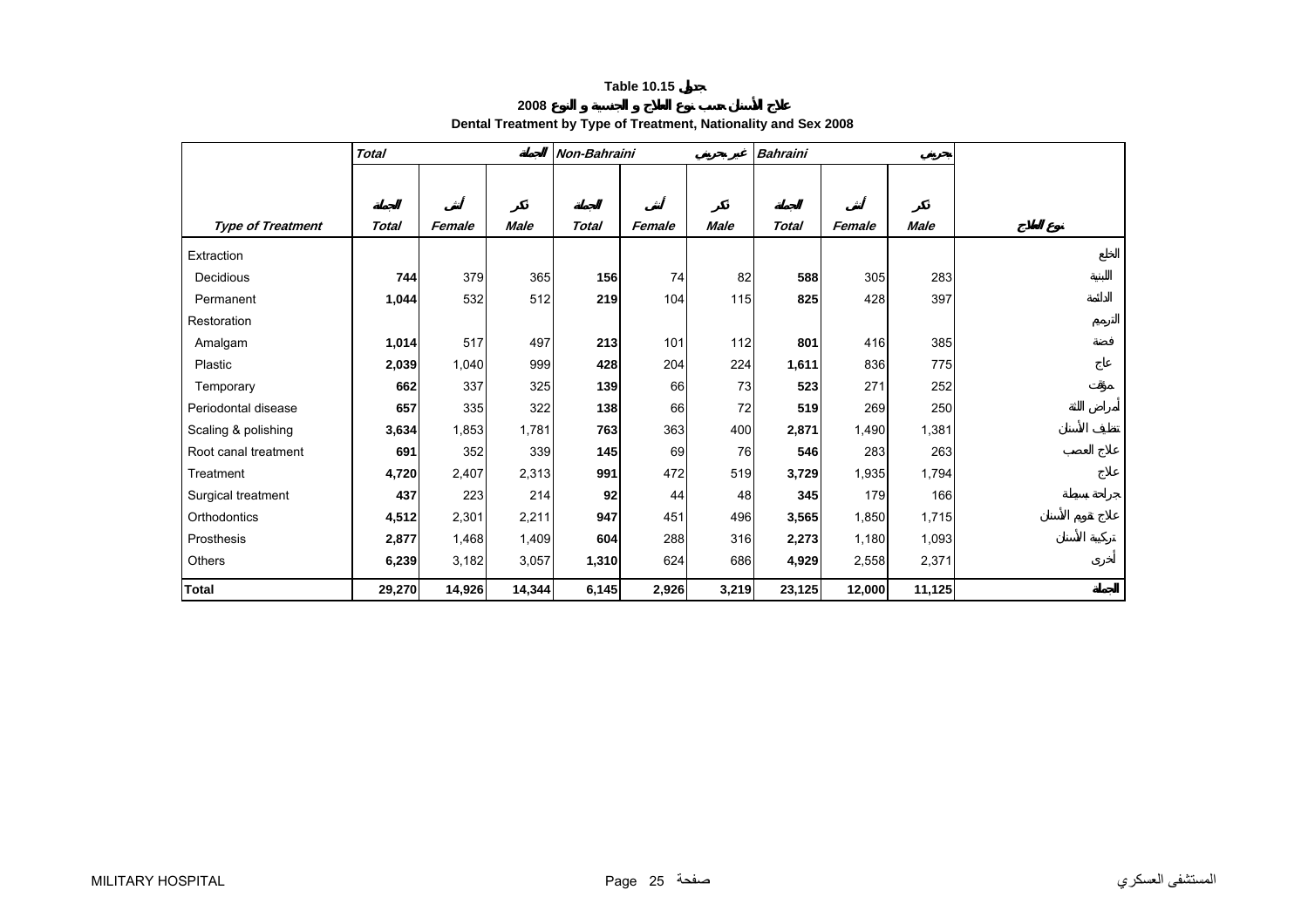# Table 10.15 جدول

## 2008 علاج الأسنان حسب نوع العلاج و الجنسية و النوع

## Dental Treatment by Type of Treatment, Nationality and Sex 2008

| | Total | | الجملة | Non-Bahraini | | غير بحريني | Bahraini | | بحريني | |
|---|---|---|---|---|---|---|---|---|---|---|
| | الجملة | أنثى | ذكر | الجملة | أنثى | ذكر | الجملة | أنثى | ذكر | |
| **Type of Treatment** | **Total** | **Female** | **Male** | **Total** | **Female** | **Male** | **Total** | **Female** | **Male** | **نوع العلاج** |
| Extraction | | | | | | | | | | الخلع |
| Decidious | **744** | 379 | 365 | **156** | 74 | 82 | **588** | 305 | 283 | اللبنية |
| Permanent | **1,044** | 532 | 512 | **219** | 104 | 115 | **825** | 428 | 397 | الدائمة |
| Restoration | | | | | | | | | | الترميم |
| Amalgam | **1,014** | 517 | 497 | **213** | 101 | 112 | **801** | 416 | 385 | فضة |
| Plastic | **2,039** | 1,040 | 999 | **428** | 204 | 224 | **1,611** | 836 | 775 | عاج |
| Temporary | **662** | 337 | 325 | **139** | 66 | 73 | **523** | 271 | 252 | مؤقت |
| Periodontal disease | **657** | 335 | 322 | **138** | 66 | 72 | **519** | 269 | 250 | أمراض اللثة |
| Scaling & polishing | **3,634** | 1,853 | 1,781 | **763** | 363 | 400 | **2,871** | 1,490 | 1,381 | تنظيف الأسنان |
| Root canal treatment | **691** | 352 | 339 | **145** | 69 | 76 | **546** | 283 | 263 | علاج العصب |
| Treatment | **4,720** | 2,407 | 2,313 | **991** | 472 | 519 | **3,729** | 1,935 | 1,794 | علاج |
| Surgical treatment | **437** | 223 | 214 | **92** | 44 | 48 | **345** | 179 | 166 | جراحة بسيطة |
| Orthodontics | **4,512** | 2,301 | 2,211 | **947** | 451 | 496 | **3,565** | 1,850 | 1,715 | علاج تقويم الأسنان |
| Prosthesis | **2,877** | 1,468 | 1,409 | **604** | 288 | 316 | **2,273** | 1,180 | 1,093 | تركيبة الأسنان |
| Others | **6,239** | 3,182 | 3,057 | **1,310** | 624 | 686 | **4,929** | 2,558 | 2,371 | أخرى |
| **Total** | **29,270** | **14,926** | **14,344** | **6,145** | **2,926** | **3,219** | **23,125** | **12,000** | **11,125** | **الجملة** |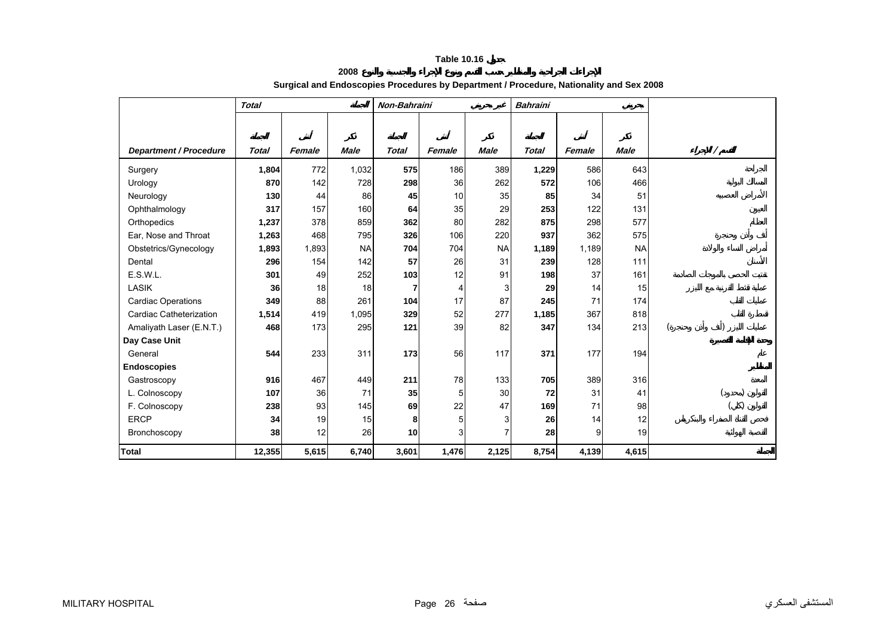# Table 10.16 جدول

## 2008 الإجراءات الجراحية والمناظير حسب القسم ونوع الإجراء والجنسية والنوع

## Surgical and Endoscopies Procedures by Department / Procedure, Nationality and Sex 2008

| | *Total* | | الجملة | *Non-Bahraini* | | غير بحريني | *Bahraini* | | بحريني | |
|---|---|---|---|---|---|---|---|---|---|---|
| | الجملة | أنثى | ذكر | الجملة | أنثى | ذكر | الجملة | أنثى | ذكر | |
| ***Department / Procedure*** | ***Total*** | ***Female*** | ***Male*** | ***Total*** | ***Female*** | ***Male*** | ***Total*** | ***Female*** | ***Male*** | ***القسم / الإجراء*** |
| Surgery | **1,804** | 772 | 1,032 | **575** | 186 | 389 | **1,229** | 586 | 643 | الجراحة |
| Urology | **870** | 142 | 728 | **298** | 36 | 262 | **572** | 106 | 466 | المسالك البولية |
| Neurology | **130** | 44 | 86 | **45** | 10 | 35 | **85** | 34 | 51 | الأمراض العصبية |
| Ophthalmology | **317** | 157 | 160 | **64** | 35 | 29 | **253** | 122 | 131 | العيون |
| Orthopedics | **1,237** | 378 | 859 | **362** | 80 | 282 | **875** | 298 | 577 | العظام |
| Ear, Nose and Throat | **1,263** | 468 | 795 | **326** | 106 | 220 | **937** | 362 | 575 | أنف وأذن وحنجرة |
| Obstetrics/Gynecology | **1,893** | 1,893 | NA | **704** | 704 | NA | **1,189** | 1,189 | NA | أمراض النساء والولادة |
| Dental | **296** | 154 | 142 | **57** | 26 | 31 | **239** | 128 | 111 | الأسنان |
| E.S.W.L. | **301** | 49 | 252 | **103** | 12 | 91 | **198** | 37 | 161 | تفتيت الحصى بالموجات الصادمة |
| LASIK | **36** | 18 | 18 | **7** | 4 | 3 | **29** | 14 | 15 | عملية تقشط القرنية مع الليزر |
| Cardiac Operations | **349** | 88 | 261 | **104** | 17 | 87 | **245** | 71 | 174 | عمليات القلب |
| Cardiac Catheterization | **1,514** | 419 | 1,095 | **329** | 52 | 277 | **1,185** | 367 | 818 | قسطرة القلب |
| Amaliyath Laser (E.N.T.) | **468** | 173 | 295 | **121** | 39 | 82 | **347** | 134 | 213 | عمليات الليزر (أنف وأذن وحنجرة) |
| **Day Case Unit** | | | | | | | | | | **وحدة الإقامة القصيرة** |
| General | **544** | 233 | 311 | **173** | 56 | 117 | **371** | 177 | 194 | عام |
| **Endoscopies** | | | | | | | | | | **المناظير** |
| Gastroscopy | **916** | 467 | 449 | **211** | 78 | 133 | **705** | 389 | 316 | المعدة |
| L. Colnoscopy | **107** | 36 | 71 | **35** | 5 | 30 | **72** | 31 | 41 | القولون (محدود) |
| F. Colnoscopy | **238** | 93 | 145 | **69** | 22 | 47 | **169** | 71 | 98 | القولون (كلي) |
| ERCP | **34** | 19 | 15 | **8** | 5 | 3 | **26** | 14 | 12 | فحص القناة الصفراء والبنكرياس |
| Bronchoscopy | **38** | 12 | 26 | **10** | 3 | 7 | **28** | 9 | 19 | القصبة الهوائية |
| **Total** | **12,355** | **5,615** | **6,740** | **3,601** | **1,476** | **2,125** | **8,754** | **4,139** | **4,615** | **الجملة** |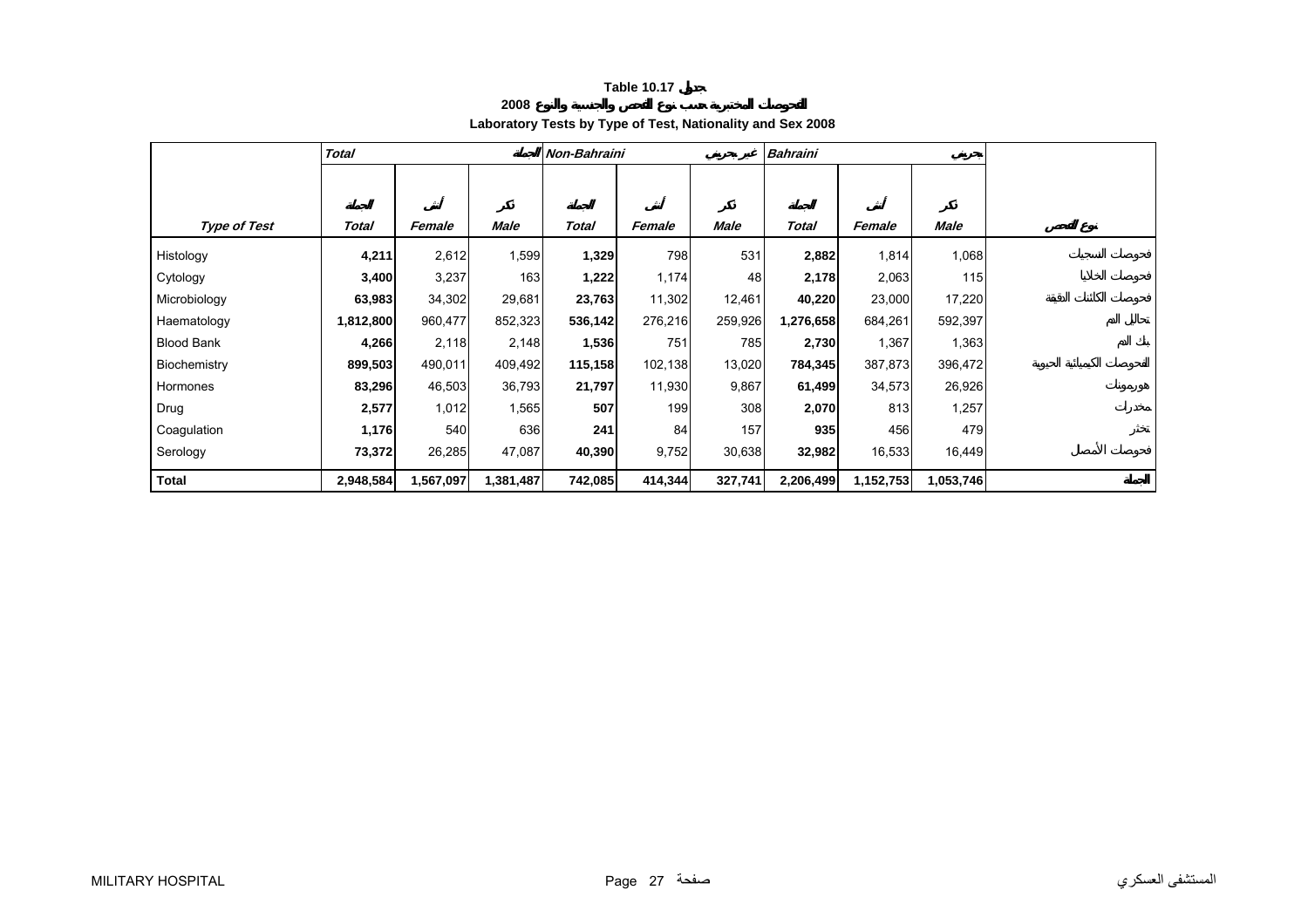**Table 10.17 جدول**

**الفحوصات المختبرية حسب نوع الفحص والجنسية والنوع 2008**

**Laboratory Tests by Type of Test, Nationality and Sex 2008**

| | *Total* الجملة | | | *Non-Bahraini* غير بحريني | | | *Bahraini* بحريني | | | |
|---|---|---|---|---|---|---|---|---|---|---|
| ***Type of Test*** | ***Total*** الجملة | ***Female*** أنثى | ***Male*** ذكر | ***Total*** الجملة | ***Female*** أنثى | ***Male*** ذكر | ***Total*** الجملة | ***Female*** أنثى | ***Male*** ذكر | نوع الفحص |
| Histology | **4,211** | 2,612 | 1,599 | **1,329** | 798 | 531 | **2,882** | 1,814 | 1,068 | فحوصات الأنسجة |
| Cytology | **3,400** | 3,237 | 163 | **1,222** | 1,174 | 48 | **2,178** | 2,063 | 115 | فحوصات الخلايا |
| Microbiology | **63,983** | 34,302 | 29,681 | **23,763** | 11,302 | 12,461 | **40,220** | 23,000 | 17,220 | فحوصات الكائنات الدقيقة |
| Haematology | **1,812,800** | 960,477 | 852,323 | **536,142** | 276,216 | 259,926 | **1,276,658** | 684,261 | 592,397 | تحاليل الدم |
| Blood Bank | **4,266** | 2,118 | 2,148 | **1,536** | 751 | 785 | **2,730** | 1,367 | 1,363 | بنك الدم |
| Biochemistry | **899,503** | 490,011 | 409,492 | **115,158** | 102,138 | 13,020 | **784,345** | 387,873 | 396,472 | الفحوصات الكيميائية الحيوية |
| Hormones | **83,296** | 46,503 | 36,793 | **21,797** | 11,930 | 9,867 | **61,499** | 34,573 | 26,926 | هورمونات |
| Drug | **2,577** | 1,012 | 1,565 | **507** | 199 | 308 | **2,070** | 813 | 1,257 | مخدرات |
| Coagulation | **1,176** | 540 | 636 | **241** | 84 | 157 | **935** | 456 | 479 | تخثر |
| Serology | **73,372** | 26,285 | 47,087 | **40,390** | 9,752 | 30,638 | **32,982** | 16,533 | 16,449 | فحوصات الأمصال |
| **Total** | **2,948,584** | **1,567,097** | **1,381,487** | **742,085** | **414,344** | **327,741** | **2,206,499** | **1,152,753** | **1,053,746** | **الجملة** |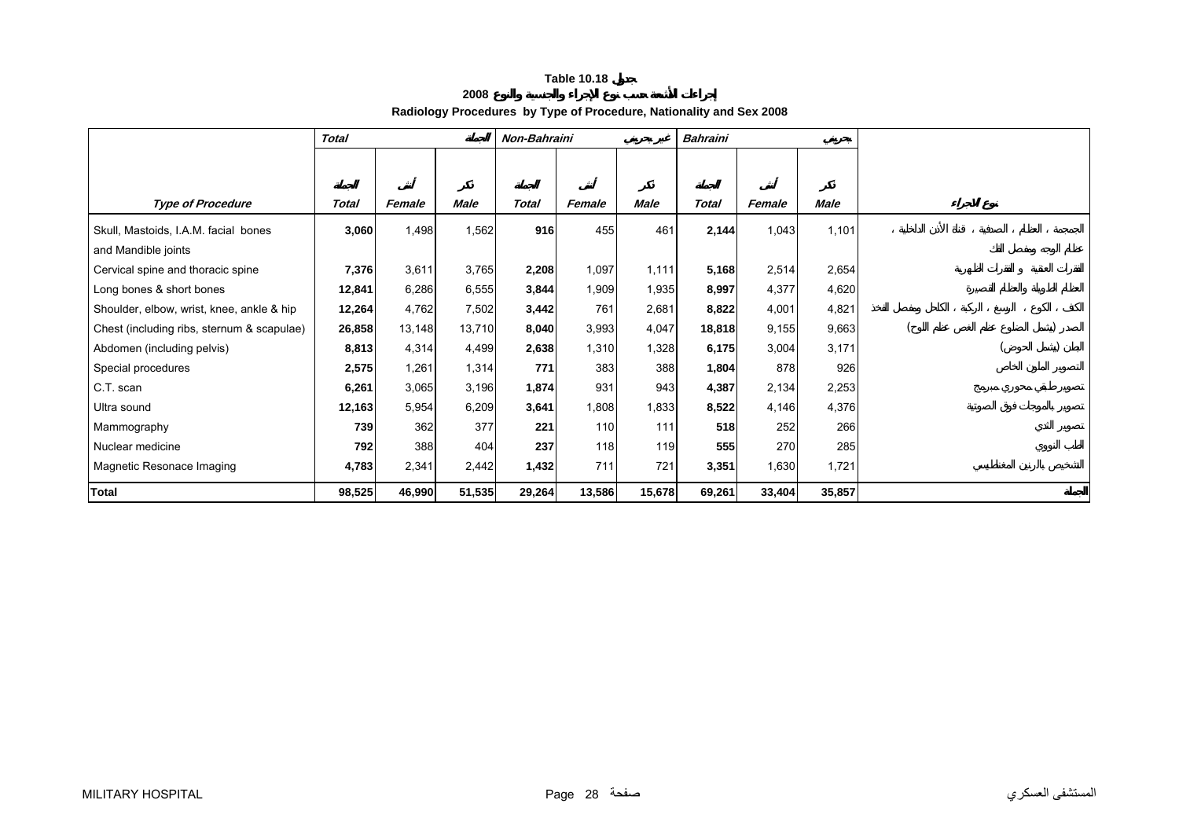**Table 10.18 جدول**

**إجراءات الأشعة حسب نوع الإجراء والجنسية والنوع 2008**

**Radiology Procedures by Type of Procedure, Nationality and Sex 2008**

| | *Total* | | *الجملة* | *Non-Bahraini* | | *غير بحريني* | *Bahraini* | | *بحريني* | |
|---|---|---|---|---|---|---|---|---|---|---|
| | الجملة | أنثى | ذكر | الجملة | أنثى | ذكر | الجملة | أنثى | ذكر | |
| ***Type of Procedure*** | ***Total*** | ***Female*** | ***Male*** | ***Total*** | ***Female*** | ***Male*** | ***Total*** | ***Female*** | ***Male*** | ***نوع الإجراء*** |
| Skull, Mastoids, I.A.M. facial bones and Mandible joints | **3,060** | 1,498 | 1,562 | **916** | 455 | 461 | **2,144** | 1,043 | 1,101 | الجمجمة ، العظام ، الصدغية ، قناة الأذن الداخلية ، عظام الوجه ومفصل الفك |
| Cervical spine and thoracic spine | **7,376** | 3,611 | 3,765 | **2,208** | 1,097 | 1,111 | **5,168** | 2,514 | 2,654 | الفقرات العنقية و الفقرات الظهرية |
| Long bones & short bones | **12,841** | 6,286 | 6,555 | **3,844** | 1,909 | 1,935 | **8,997** | 4,377 | 4,620 | العظام الطويلة والعظام القصيرة |
| Shoulder, elbow, wrist, knee, ankle & hip | **12,264** | 4,762 | 7,502 | **3,442** | 761 | 2,681 | **8,822** | 4,001 | 4,821 | الكتف ، الكوع ، الرسغ ، الركبة ، الكاحل ومفصل الفخذ |
| Chest (including ribs, sternum & scapulae) | **26,858** | 13,148 | 13,710 | **8,040** | 3,993 | 4,047 | **18,818** | 9,155 | 9,663 | الصدر (يشمل الضلوع عظم القص عظم اللوح) |
| Abdomen (including pelvis) | **8,813** | 4,314 | 4,499 | **2,638** | 1,310 | 1,328 | **6,175** | 3,004 | 3,171 | البطن (يشمل الحوض) |
| Special procedures | **2,575** | 1,261 | 1,314 | **771** | 383 | 388 | **1,804** | 878 | 926 | التصوير الملون الخاص |
| C.T. scan | **6,261** | 3,065 | 3,196 | **1,874** | 931 | 943 | **4,387** | 2,134 | 2,253 | تصوير طبقي محوري مبرمج |
| Ultra sound | **12,163** | 5,954 | 6,209 | **3,641** | 1,808 | 1,833 | **8,522** | 4,146 | 4,376 | تصوير بالموجات فوق الصوتية |
| Mammography | **739** | 362 | 377 | **221** | 110 | 111 | **518** | 252 | 266 | تصوير الثدي |
| Nuclear medicine | **792** | 388 | 404 | **237** | 118 | 119 | **555** | 270 | 285 | الطب النووي |
| Magnetic Resonace Imaging | **4,783** | 2,341 | 2,442 | **1,432** | 711 | 721 | **3,351** | 1,630 | 1,721 | التشخيص بالرنين المغناطيسي |
| **Total** | **98,525** | **46,990** | **51,535** | **29,264** | **13,586** | **15,678** | **69,261** | **33,404** | **35,857** | **الجملة** |

MILITARY HOSPITAL المستشفى العسكري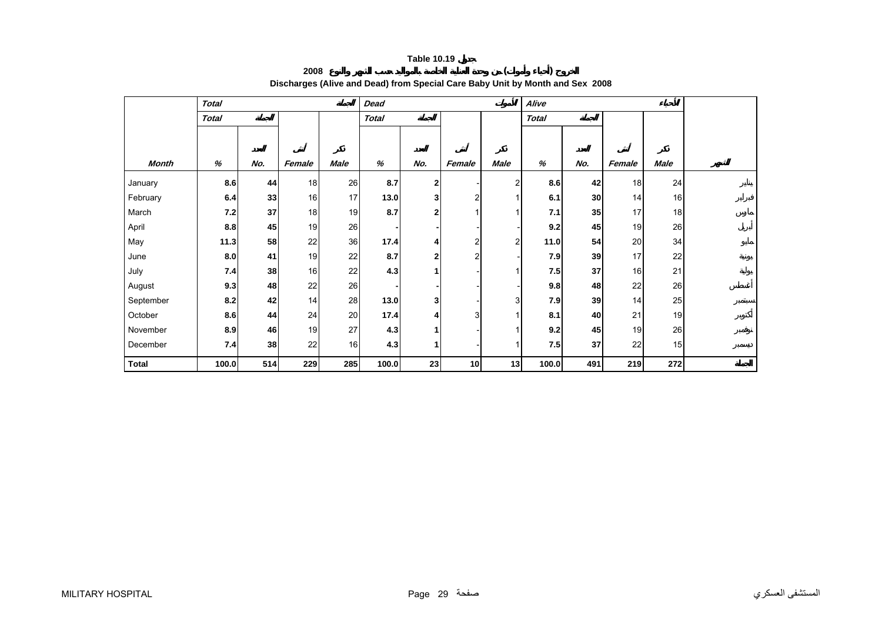**Table 10.19 جدول**

**الخروج (أحياء وأموات) من وحدة العناية الخاصة بالمواليد حسب الشهر والنوع 2008**

**Discharges (Alive and Dead) from Special Care Baby Unit by Month and Sex 2008**

| | *Total* | | | *الجملة* | *Dead* | | | *الأموات* | *Alive* | | | *الأحياء* | |
|---|---|---|---|---|---|---|---|---|---|---|---|---|---|
| | *Total الجملة* | | | | *Total الجملة* | | | | *Total الجملة* | | | | |
| | | العدد | أنثى | ذكر | | العدد | أنثى | ذكر | | العدد | أنثى | ذكر | |
| ***Month*** | ***%*** | ***No.*** | ***Female*** | ***Male*** | ***%*** | ***No.*** | ***Female*** | ***Male*** | ***%*** | ***No.*** | ***Female*** | ***Male*** | ***الشهر*** |
| January | **8.6** | **44** | 18 | 26 | **8.7** | **2** | - | 2 | **8.6** | **42** | 18 | 24 | يناير |
| February | **6.4** | **33** | 16 | 17 | **13.0** | **3** | 2 | 1 | **6.1** | **30** | 14 | 16 | فبراير |
| March | **7.2** | **37** | 18 | 19 | **8.7** | **2** | 1 | 1 | **7.1** | **35** | 17 | 18 | مارس |
| April | **8.8** | **45** | 19 | 26 | **-** | **-** | - | - | **9.2** | **45** | 19 | 26 | أبريل |
| May | **11.3** | **58** | 22 | 36 | **17.4** | **4** | 2 | 2 | **11.0** | **54** | 20 | 34 | مايو |
| June | **8.0** | **41** | 19 | 22 | **8.7** | **2** | 2 | - | **7.9** | **39** | 17 | 22 | يونية |
| July | **7.4** | **38** | 16 | 22 | **4.3** | **1** | - | 1 | **7.5** | **37** | 16 | 21 | يولية |
| August | **9.3** | **48** | 22 | 26 | **-** | **-** | - | - | **9.8** | **48** | 22 | 26 | أغسطس |
| September | **8.2** | **42** | 14 | 28 | **13.0** | **3** | - | 3 | **7.9** | **39** | 14 | 25 | سبتمبر |
| October | **8.6** | **44** | 24 | 20 | **17.4** | **4** | 3 | 1 | **8.1** | **40** | 21 | 19 | أكتوبر |
| November | **8.9** | **46** | 19 | 27 | **4.3** | **1** | - | 1 | **9.2** | **45** | 19 | 26 | نوفمبر |
| December | **7.4** | **38** | 22 | 16 | **4.3** | **1** | - | 1 | **7.5** | **37** | 22 | 15 | ديسمبر |
| **Total** | **100.0** | **514** | **229** | **285** | **100.0** | **23** | **10** | **13** | **100.0** | **491** | **219** | **272** | **الجملة** |

MILITARY HOSPITAL　　　　　　　　　　　　　　　　　　　　　　　　　　　　　　المستشفى العسكري